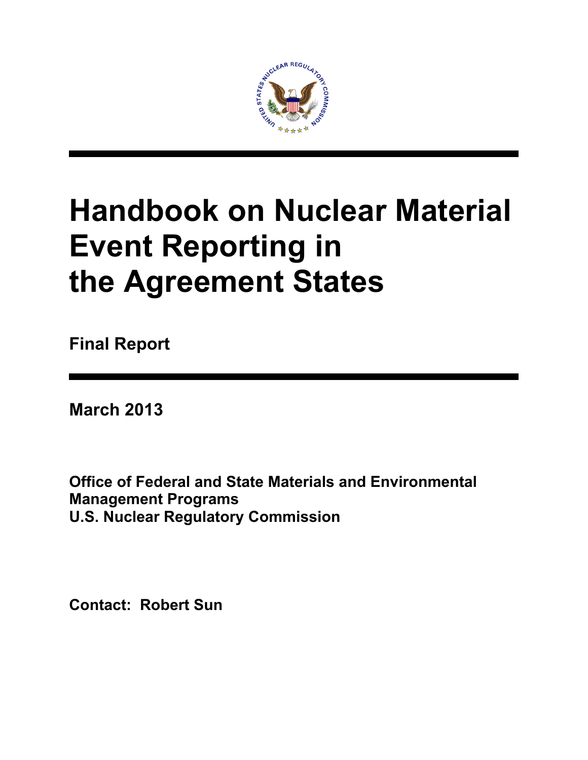# Handbook on Nuclear Material Event Reporting in the Agreement States

**Final Report**

**March 2013**

**Office of Federal and State Materials and Environmental Management Programs**
**U.S. Nuclear Regulatory Commission**

**Contact: Robert Sun**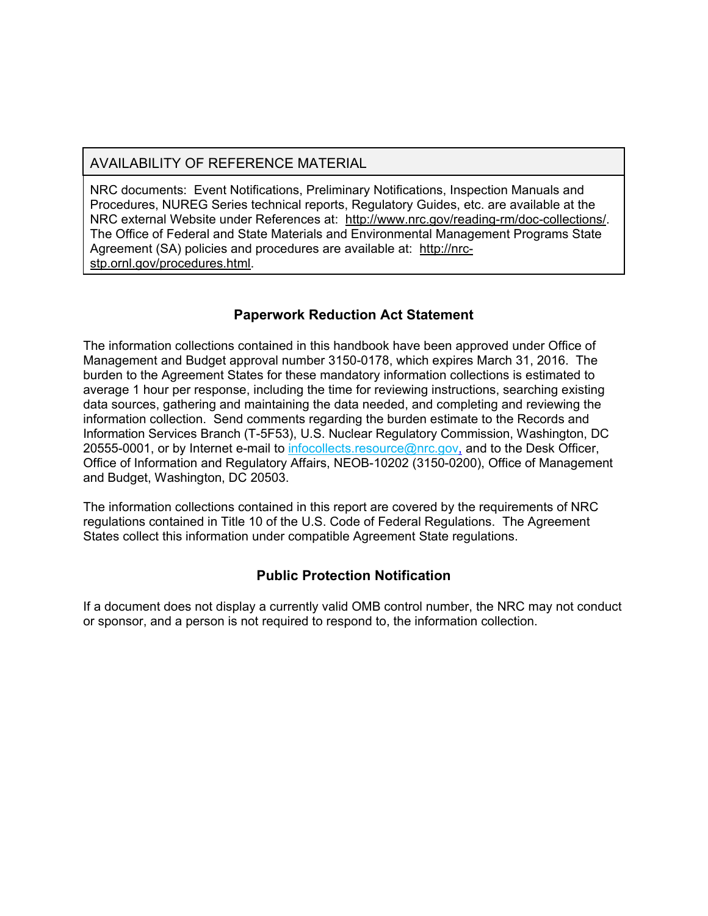| AVAILABILITY OF REFERENCE MATERIAL |
| --- |
| NRC documents: Event Notifications, Preliminary Notifications, Inspection Manuals and Procedures, NUREG Series technical reports, Regulatory Guides, etc. are available at the NRC external Website under References at: http://www.nrc.gov/reading-rm/doc-collections/. The Office of Federal and State Materials and Environmental Management Programs State Agreement (SA) policies and procedures are available at: http://nrc-stp.ornl.gov/procedures.html. |

## Paperwork Reduction Act Statement

The information collections contained in this handbook have been approved under Office of Management and Budget approval number 3150-0178, which expires March 31, 2016. The burden to the Agreement States for these mandatory information collections is estimated to average 1 hour per response, including the time for reviewing instructions, searching existing data sources, gathering and maintaining the data needed, and completing and reviewing the information collection. Send comments regarding the burden estimate to the Records and Information Services Branch (T-5F53), U.S. Nuclear Regulatory Commission, Washington, DC 20555-0001, or by Internet e-mail to infocollects.resource@nrc.gov, and to the Desk Officer, Office of Information and Regulatory Affairs, NEOB-10202 (3150-0200), Office of Management and Budget, Washington, DC 20503.

The information collections contained in this report are covered by the requirements of NRC regulations contained in Title 10 of the U.S. Code of Federal Regulations. The Agreement States collect this information under compatible Agreement State regulations.

## Public Protection Notification

If a document does not display a currently valid OMB control number, the NRC may not conduct or sponsor, and a person is not required to respond to, the information collection.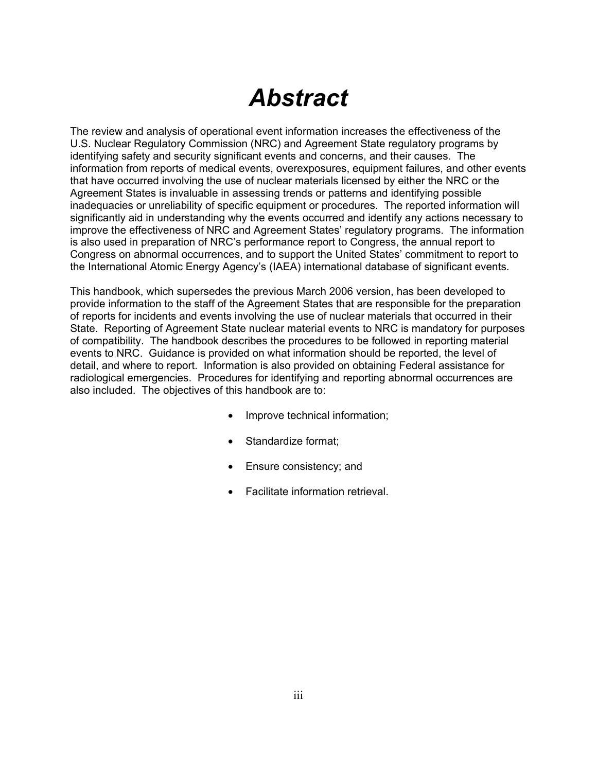# *Abstract*

The review and analysis of operational event information increases the effectiveness of the U.S. Nuclear Regulatory Commission (NRC) and Agreement State regulatory programs by identifying safety and security significant events and concerns, and their causes. The information from reports of medical events, overexposures, equipment failures, and other events that have occurred involving the use of nuclear materials licensed by either the NRC or the Agreement States is invaluable in assessing trends or patterns and identifying possible inadequacies or unreliability of specific equipment or procedures. The reported information will significantly aid in understanding why the events occurred and identify any actions necessary to improve the effectiveness of NRC and Agreement States' regulatory programs. The information is also used in preparation of NRC's performance report to Congress, the annual report to Congress on abnormal occurrences, and to support the United States' commitment to report to the International Atomic Energy Agency's (IAEA) international database of significant events.

This handbook, which supersedes the previous March 2006 version, has been developed to provide information to the staff of the Agreement States that are responsible for the preparation of reports for incidents and events involving the use of nuclear materials that occurred in their State. Reporting of Agreement State nuclear material events to NRC is mandatory for purposes of compatibility. The handbook describes the procedures to be followed in reporting material events to NRC. Guidance is provided on what information should be reported, the level of detail, and where to report. Information is also provided on obtaining Federal assistance for radiological emergencies. Procedures for identifying and reporting abnormal occurrences are also included. The objectives of this handbook are to:

- Improve technical information;
- Standardize format;
- Ensure consistency; and
- Facilitate information retrieval.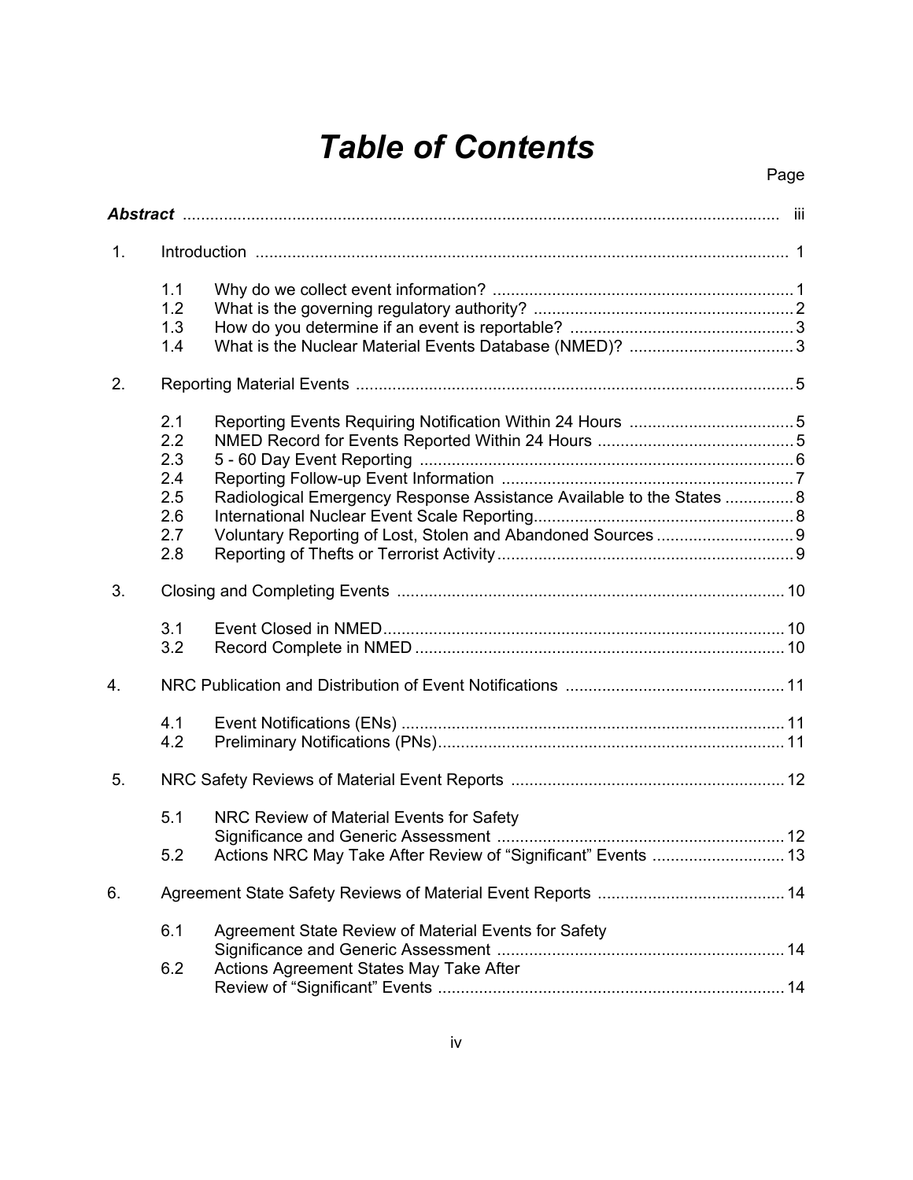# *Table of Contents*

| | | | Page |
|---|---|---|---|
| ***Abstract*** | | | iii |
| 1. | Introduction | | 1 |
| | 1.1 | Why do we collect event information? | 1 |
| | 1.2 | What is the governing regulatory authority? | 2 |
| | 1.3 | How do you determine if an event is reportable? | 3 |
| | 1.4 | What is the Nuclear Material Events Database (NMED)? | 3 |
| 2. | Reporting Material Events | | 5 |
| | 2.1 | Reporting Events Requiring Notification Within 24 Hours | 5 |
| | 2.2 | NMED Record for Events Reported Within 24 Hours | 5 |
| | 2.3 | 5 - 60 Day Event Reporting | 6 |
| | 2.4 | Reporting Follow-up Event Information | 7 |
| | 2.5 | Radiological Emergency Response Assistance Available to the States | 8 |
| | 2.6 | International Nuclear Event Scale Reporting | 8 |
| | 2.7 | Voluntary Reporting of Lost, Stolen and Abandoned Sources | 9 |
| | 2.8 | Reporting of Thefts or Terrorist Activity | 9 |
| 3. | Closing and Completing Events | | 10 |
| | 3.1 | Event Closed in NMED | 10 |
| | 3.2 | Record Complete in NMED | 10 |
| 4. | NRC Publication and Distribution of Event Notifications | | 11 |
| | 4.1 | Event Notifications (ENs) | 11 |
| | 4.2 | Preliminary Notifications (PNs) | 11 |
| 5. | NRC Safety Reviews of Material Event Reports | | 12 |
| | 5.1 | NRC Review of Material Events for Safety Significance and Generic Assessment | 12 |
| | 5.2 | Actions NRC May Take After Review of "Significant" Events | 13 |
| 6. | Agreement State Safety Reviews of Material Event Reports | | 14 |
| | 6.1 | Agreement State Review of Material Events for Safety Significance and Generic Assessment | 14 |
| | 6.2 | Actions Agreement States May Take After Review of "Significant" Events | 14 |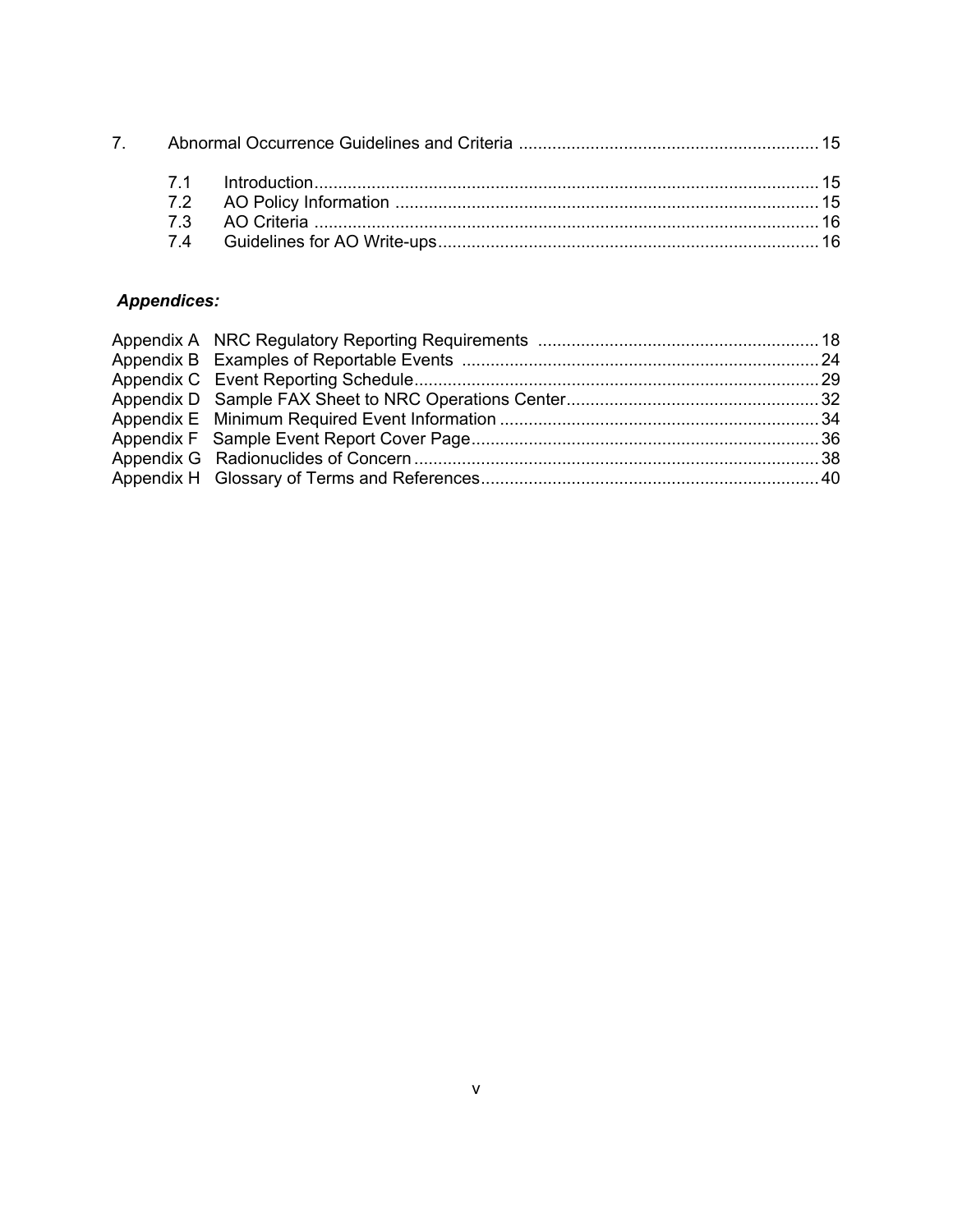7. Abnormal Occurrence Guidelines and Criteria ........................................................................ 15

 7.1 Introduction ........................................................................................................ 15
 7.2 AO Policy Information ........................................................................................ 15
 7.3 AO Criteria ......................................................................................................... 16
 7.4 Guidelines for AO Write-ups ............................................................................. 16

***Appendices:***

Appendix A NRC Regulatory Reporting Requirements ........................................................ 18
Appendix B Examples of Reportable Events ........................................................................ 24
Appendix C Event Reporting Schedule ................................................................................. 29
Appendix D Sample FAX Sheet to NRC Operations Center .................................................. 32
Appendix E Minimum Required Event Information ............................................................... 34
Appendix F Sample Event Report Cover Page ...................................................................... 36
Appendix G Radionuclides of Concern .................................................................................. 38
Appendix H Glossary of Terms and References .................................................................... 40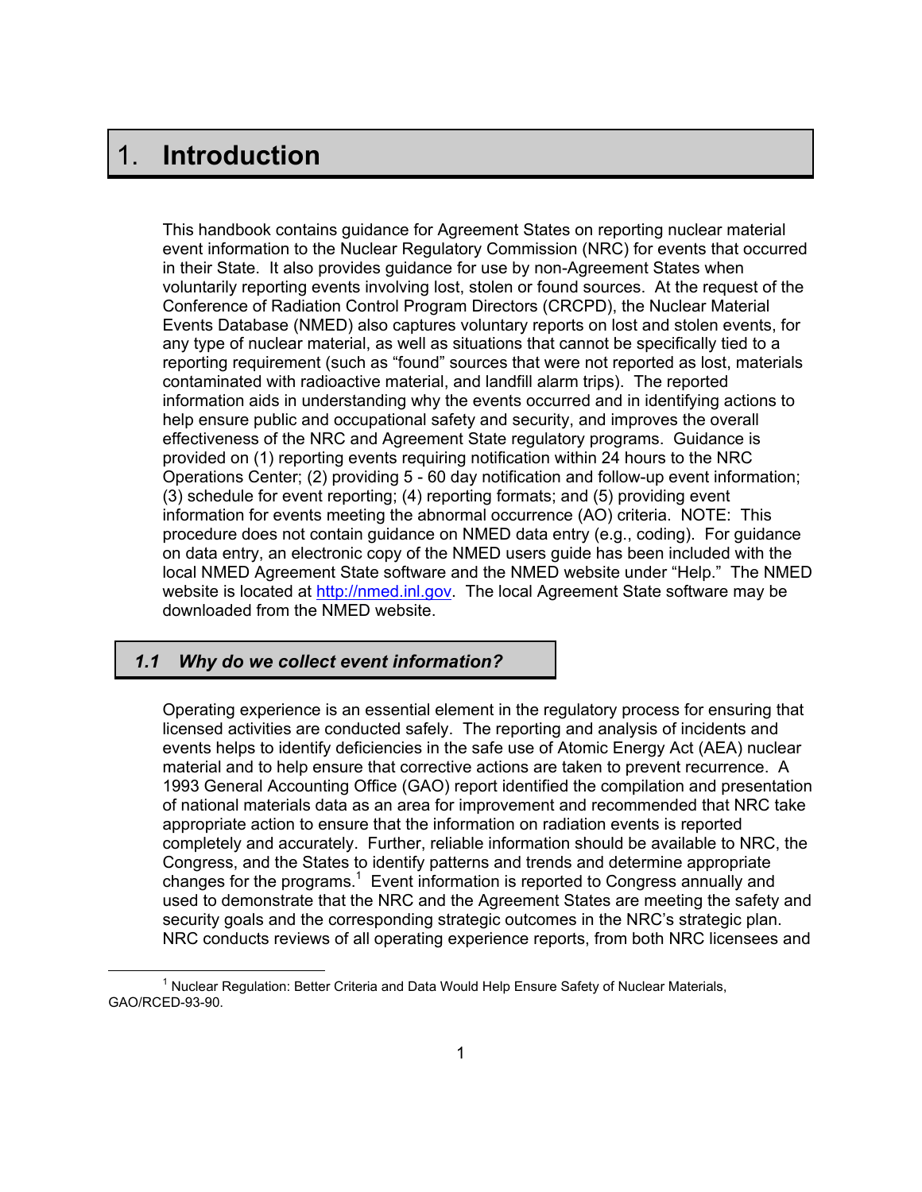# 1. Introduction

This handbook contains guidance for Agreement States on reporting nuclear material event information to the Nuclear Regulatory Commission (NRC) for events that occurred in their State. It also provides guidance for use by non-Agreement States when voluntarily reporting events involving lost, stolen or found sources. At the request of the Conference of Radiation Control Program Directors (CRCPD), the Nuclear Material Events Database (NMED) also captures voluntary reports on lost and stolen events, for any type of nuclear material, as well as situations that cannot be specifically tied to a reporting requirement (such as "found" sources that were not reported as lost, materials contaminated with radioactive material, and landfill alarm trips). The reported information aids in understanding why the events occurred and in identifying actions to help ensure public and occupational safety and security, and improves the overall effectiveness of the NRC and Agreement State regulatory programs. Guidance is provided on (1) reporting events requiring notification within 24 hours to the NRC Operations Center; (2) providing 5 - 60 day notification and follow-up event information; (3) schedule for event reporting; (4) reporting formats; and (5) providing event information for events meeting the abnormal occurrence (AO) criteria. NOTE: This procedure does not contain guidance on NMED data entry (e.g., coding). For guidance on data entry, an electronic copy of the NMED users guide has been included with the local NMED Agreement State software and the NMED website under "Help." The NMED website is located at http://nmed.inl.gov. The local Agreement State software may be downloaded from the NMED website.

## *1.1 Why do we collect event information?*

Operating experience is an essential element in the regulatory process for ensuring that licensed activities are conducted safely. The reporting and analysis of incidents and events helps to identify deficiencies in the safe use of Atomic Energy Act (AEA) nuclear material and to help ensure that corrective actions are taken to prevent recurrence. A 1993 General Accounting Office (GAO) report identified the compilation and presentation of national materials data as an area for improvement and recommended that NRC take appropriate action to ensure that the information on radiation events is reported completely and accurately. Further, reliable information should be available to NRC, the Congress, and the States to identify patterns and trends and determine appropriate changes for the programs.[1] Event information is reported to Congress annually and used to demonstrate that the NRC and the Agreement States are meeting the safety and security goals and the corresponding strategic outcomes in the NRC's strategic plan. NRC conducts reviews of all operating experience reports, from both NRC licensees and

[1] Nuclear Regulation: Better Criteria and Data Would Help Ensure Safety of Nuclear Materials, GAO/RCED-93-90.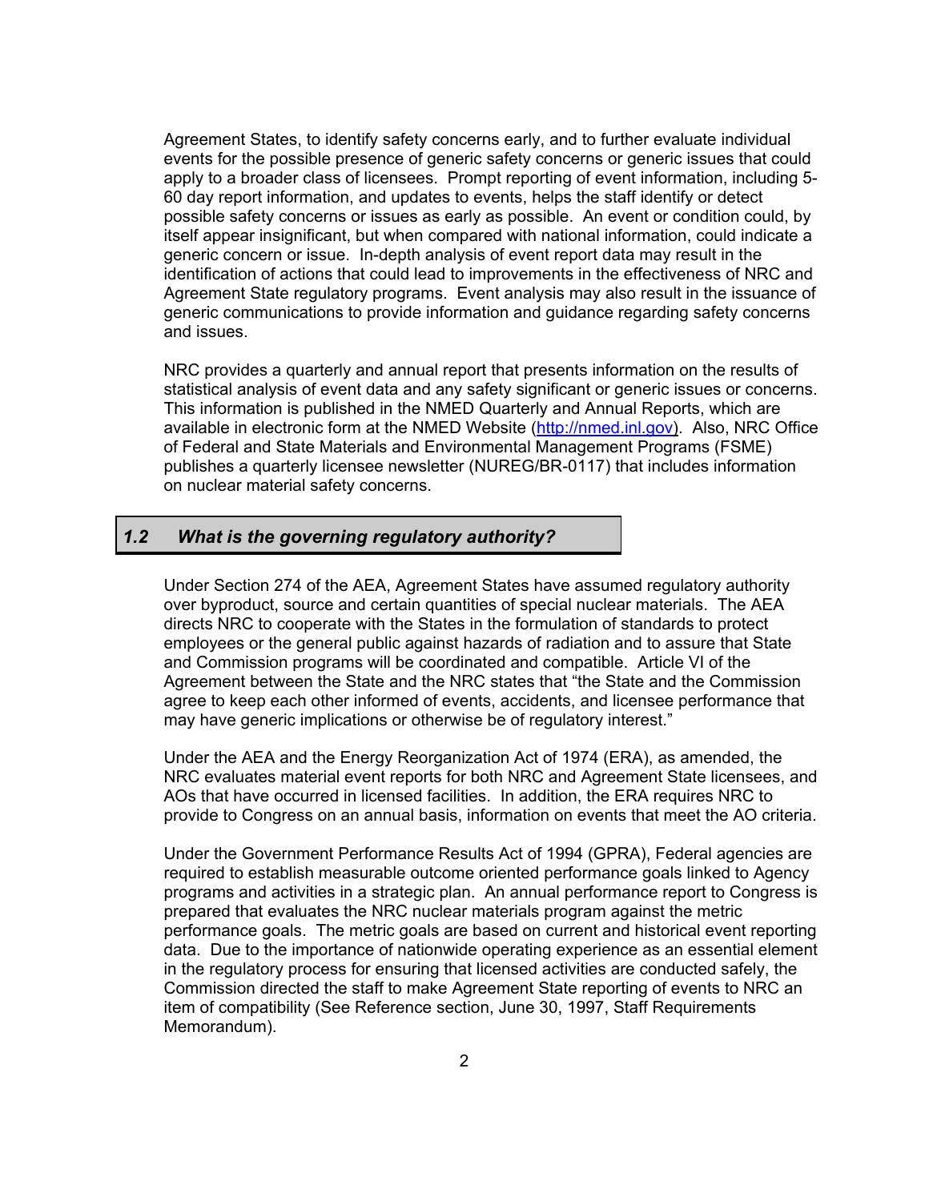Agreement States, to identify safety concerns early, and to further evaluate individual events for the possible presence of generic safety concerns or generic issues that could apply to a broader class of licensees. Prompt reporting of event information, including 5-60 day report information, and updates to events, helps the staff identify or detect possible safety concerns or issues as early as possible. An event or condition could, by itself appear insignificant, but when compared with national information, could indicate a generic concern or issue. In-depth analysis of event report data may result in the identification of actions that could lead to improvements in the effectiveness of NRC and Agreement State regulatory programs. Event analysis may also result in the issuance of generic communications to provide information and guidance regarding safety concerns and issues.

NRC provides a quarterly and annual report that presents information on the results of statistical analysis of event data and any safety significant or generic issues or concerns. This information is published in the NMED Quarterly and Annual Reports, which are available in electronic form at the NMED Website (http://nmed.inl.gov). Also, NRC Office of Federal and State Materials and Environmental Management Programs (FSME) publishes a quarterly licensee newsletter (NUREG/BR-0117) that includes information on nuclear material safety concerns.

## *1.2 What is the governing regulatory authority?*

Under Section 274 of the AEA, Agreement States have assumed regulatory authority over byproduct, source and certain quantities of special nuclear materials. The AEA directs NRC to cooperate with the States in the formulation of standards to protect employees or the general public against hazards of radiation and to assure that State and Commission programs will be coordinated and compatible. Article VI of the Agreement between the State and the NRC states that "the State and the Commission agree to keep each other informed of events, accidents, and licensee performance that may have generic implications or otherwise be of regulatory interest."

Under the AEA and the Energy Reorganization Act of 1974 (ERA), as amended, the NRC evaluates material event reports for both NRC and Agreement State licensees, and AOs that have occurred in licensed facilities. In addition, the ERA requires NRC to provide to Congress on an annual basis, information on events that meet the AO criteria.

Under the Government Performance Results Act of 1994 (GPRA), Federal agencies are required to establish measurable outcome oriented performance goals linked to Agency programs and activities in a strategic plan. An annual performance report to Congress is prepared that evaluates the NRC nuclear materials program against the metric performance goals. The metric goals are based on current and historical event reporting data. Due to the importance of nationwide operating experience as an essential element in the regulatory process for ensuring that licensed activities are conducted safely, the Commission directed the staff to make Agreement State reporting of events to NRC an item of compatibility (See Reference section, June 30, 1997, Staff Requirements Memorandum).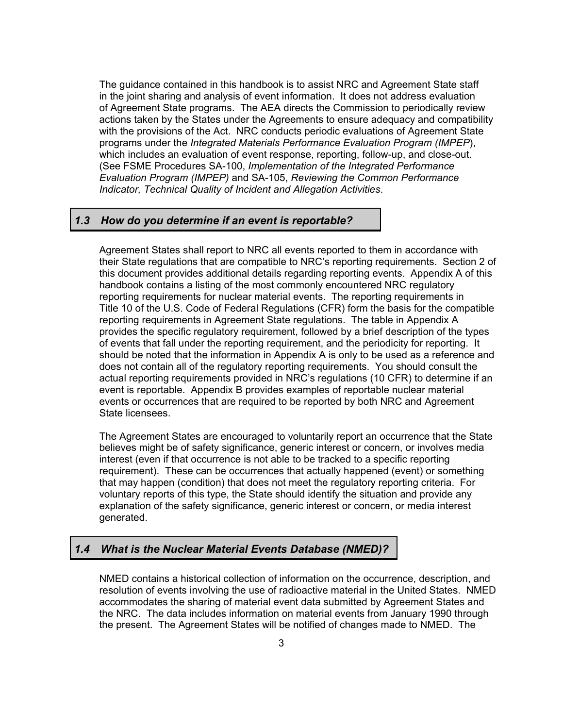The guidance contained in this handbook is to assist NRC and Agreement State staff in the joint sharing and analysis of event information. It does not address evaluation of Agreement State programs. The AEA directs the Commission to periodically review actions taken by the States under the Agreements to ensure adequacy and compatibility with the provisions of the Act. NRC conducts periodic evaluations of Agreement State programs under the *Integrated Materials Performance Evaluation Program (IMPEP*), which includes an evaluation of event response, reporting, follow-up, and close-out. (See FSME Procedures SA-100, *Implementation of the Integrated Performance Evaluation Program (IMPEP)* and SA-105, *Reviewing the Common Performance Indicator, Technical Quality of Incident and Allegation Activities*.

### *1.3 How do you determine if an event is reportable?*

Agreement States shall report to NRC all events reported to them in accordance with their State regulations that are compatible to NRC's reporting requirements. Section 2 of this document provides additional details regarding reporting events. Appendix A of this handbook contains a listing of the most commonly encountered NRC regulatory reporting requirements for nuclear material events. The reporting requirements in Title 10 of the U.S. Code of Federal Regulations (CFR) form the basis for the compatible reporting requirements in Agreement State regulations. The table in Appendix A provides the specific regulatory requirement, followed by a brief description of the types of events that fall under the reporting requirement, and the periodicity for reporting. It should be noted that the information in Appendix A is only to be used as a reference and does not contain all of the regulatory reporting requirements. You should consult the actual reporting requirements provided in NRC's regulations (10 CFR) to determine if an event is reportable. Appendix B provides examples of reportable nuclear material events or occurrences that are required to be reported by both NRC and Agreement State licensees.

The Agreement States are encouraged to voluntarily report an occurrence that the State believes might be of safety significance, generic interest or concern, or involves media interest (even if that occurrence is not able to be tracked to a specific reporting requirement). These can be occurrences that actually happened (event) or something that may happen (condition) that does not meet the regulatory reporting criteria. For voluntary reports of this type, the State should identify the situation and provide any explanation of the safety significance, generic interest or concern, or media interest generated.

### *1.4 What is the Nuclear Material Events Database (NMED)?*

NMED contains a historical collection of information on the occurrence, description, and resolution of events involving the use of radioactive material in the United States. NMED accommodates the sharing of material event data submitted by Agreement States and the NRC. The data includes information on material events from January 1990 through the present. The Agreement States will be notified of changes made to NMED. The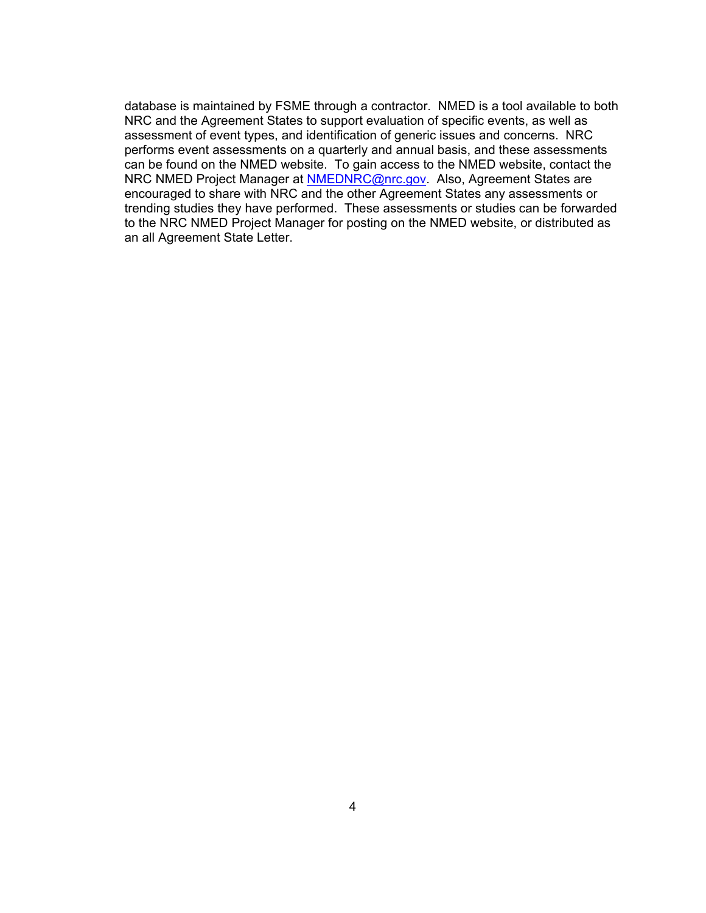database is maintained by FSME through a contractor. NMED is a tool available to both NRC and the Agreement States to support evaluation of specific events, as well as assessment of event types, and identification of generic issues and concerns. NRC performs event assessments on a quarterly and annual basis, and these assessments can be found on the NMED website. To gain access to the NMED website, contact the NRC NMED Project Manager at NMEDNRC@nrc.gov. Also, Agreement States are encouraged to share with NRC and the other Agreement States any assessments or trending studies they have performed. These assessments or studies can be forwarded to the NRC NMED Project Manager for posting on the NMED website, or distributed as an all Agreement State Letter.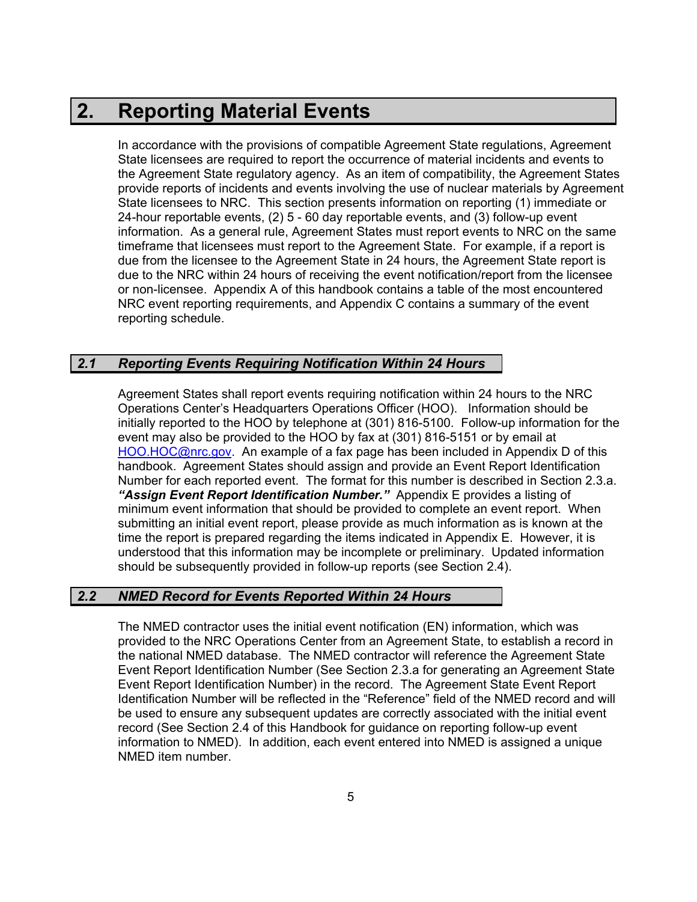# 2. Reporting Material Events

In accordance with the provisions of compatible Agreement State regulations, Agreement State licensees are required to report the occurrence of material incidents and events to the Agreement State regulatory agency. As an item of compatibility, the Agreement States provide reports of incidents and events involving the use of nuclear materials by Agreement State licensees to NRC. This section presents information on reporting (1) immediate or 24-hour reportable events, (2) 5 - 60 day reportable events, and (3) follow-up event information. As a general rule, Agreement States must report events to NRC on the same timeframe that licensees must report to the Agreement State. For example, if a report is due from the licensee to the Agreement State in 24 hours, the Agreement State report is due to the NRC within 24 hours of receiving the event notification/report from the licensee or non-licensee. Appendix A of this handbook contains a table of the most encountered NRC event reporting requirements, and Appendix C contains a summary of the event reporting schedule.

## 2.1 Reporting Events Requiring Notification Within 24 Hours

Agreement States shall report events requiring notification within 24 hours to the NRC Operations Center's Headquarters Operations Officer (HOO). Information should be initially reported to the HOO by telephone at (301) 816-5100. Follow-up information for the event may also be provided to the HOO by fax at (301) 816-5151 or by email at HOO.HOC@nrc.gov. An example of a fax page has been included in Appendix D of this handbook. Agreement States should assign and provide an Event Report Identification Number for each reported event. The format for this number is described in Section 2.3.a. ***"Assign Event Report Identification Number."*** Appendix E provides a listing of minimum event information that should be provided to complete an event report. When submitting an initial event report, please provide as much information as is known at the time the report is prepared regarding the items indicated in Appendix E. However, it is understood that this information may be incomplete or preliminary. Updated information should be subsequently provided in follow-up reports (see Section 2.4).

## 2.2 NMED Record for Events Reported Within 24 Hours

The NMED contractor uses the initial event notification (EN) information, which was provided to the NRC Operations Center from an Agreement State, to establish a record in the national NMED database. The NMED contractor will reference the Agreement State Event Report Identification Number (See Section 2.3.a for generating an Agreement State Event Report Identification Number) in the record. The Agreement State Event Report Identification Number will be reflected in the "Reference" field of the NMED record and will be used to ensure any subsequent updates are correctly associated with the initial event record (See Section 2.4 of this Handbook for guidance on reporting follow-up event information to NMED). In addition, each event entered into NMED is assigned a unique NMED item number.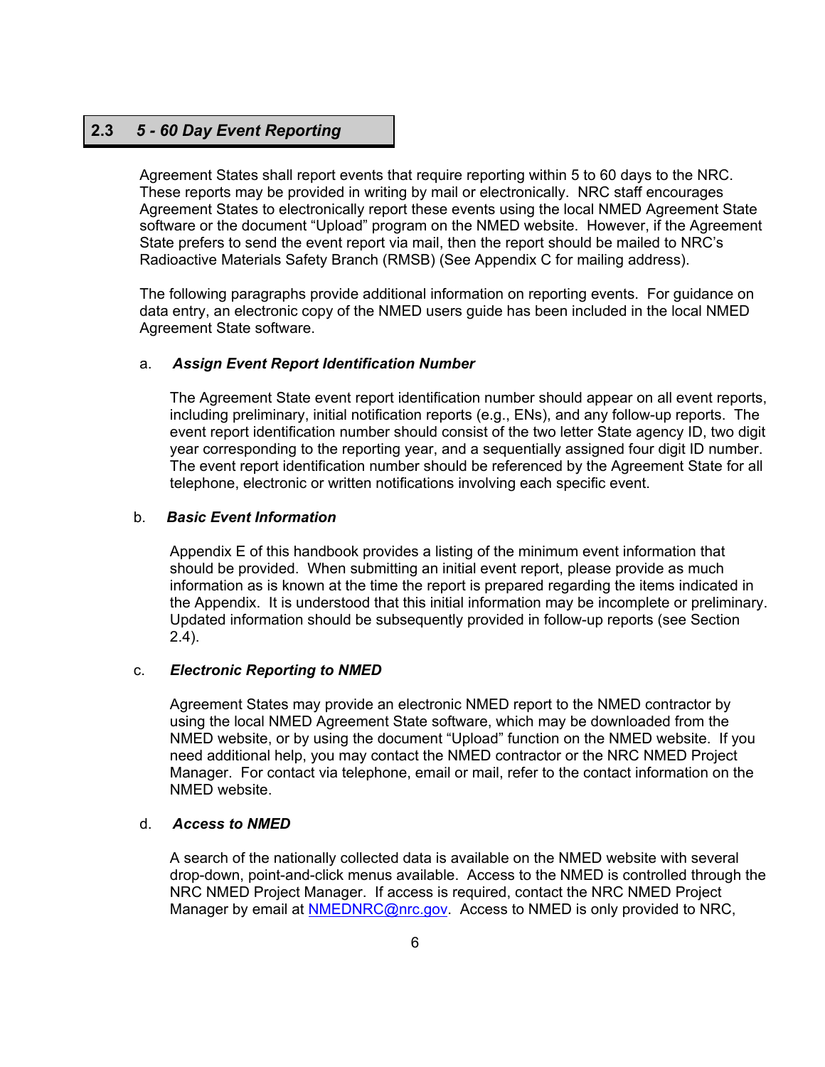## 2.3 *5 - 60 Day Event Reporting*

Agreement States shall report events that require reporting within 5 to 60 days to the NRC. These reports may be provided in writing by mail or electronically. NRC staff encourages Agreement States to electronically report these events using the local NMED Agreement State software or the document "Upload" program on the NMED website. However, if the Agreement State prefers to send the event report via mail, then the report should be mailed to NRC's Radioactive Materials Safety Branch (RMSB) (See Appendix C for mailing address).

The following paragraphs provide additional information on reporting events. For guidance on data entry, an electronic copy of the NMED users guide has been included in the local NMED Agreement State software.

a. ***Assign Event Report Identification Number***

The Agreement State event report identification number should appear on all event reports, including preliminary, initial notification reports (e.g., ENs), and any follow-up reports. The event report identification number should consist of the two letter State agency ID, two digit year corresponding to the reporting year, and a sequentially assigned four digit ID number. The event report identification number should be referenced by the Agreement State for all telephone, electronic or written notifications involving each specific event.

b. ***Basic Event Information***

Appendix E of this handbook provides a listing of the minimum event information that should be provided. When submitting an initial event report, please provide as much information as is known at the time the report is prepared regarding the items indicated in the Appendix. It is understood that this initial information may be incomplete or preliminary. Updated information should be subsequently provided in follow-up reports (see Section 2.4).

c. ***Electronic Reporting to NMED***

Agreement States may provide an electronic NMED report to the NMED contractor by using the local NMED Agreement State software, which may be downloaded from the NMED website, or by using the document "Upload" function on the NMED website. If you need additional help, you may contact the NMED contractor or the NRC NMED Project Manager. For contact via telephone, email or mail, refer to the contact information on the NMED website.

d. ***Access to NMED***

A search of the nationally collected data is available on the NMED website with several drop-down, point-and-click menus available. Access to the NMED is controlled through the NRC NMED Project Manager. If access is required, contact the NRC NMED Project Manager by email at NMEDNRC@nrc.gov. Access to NMED is only provided to NRC,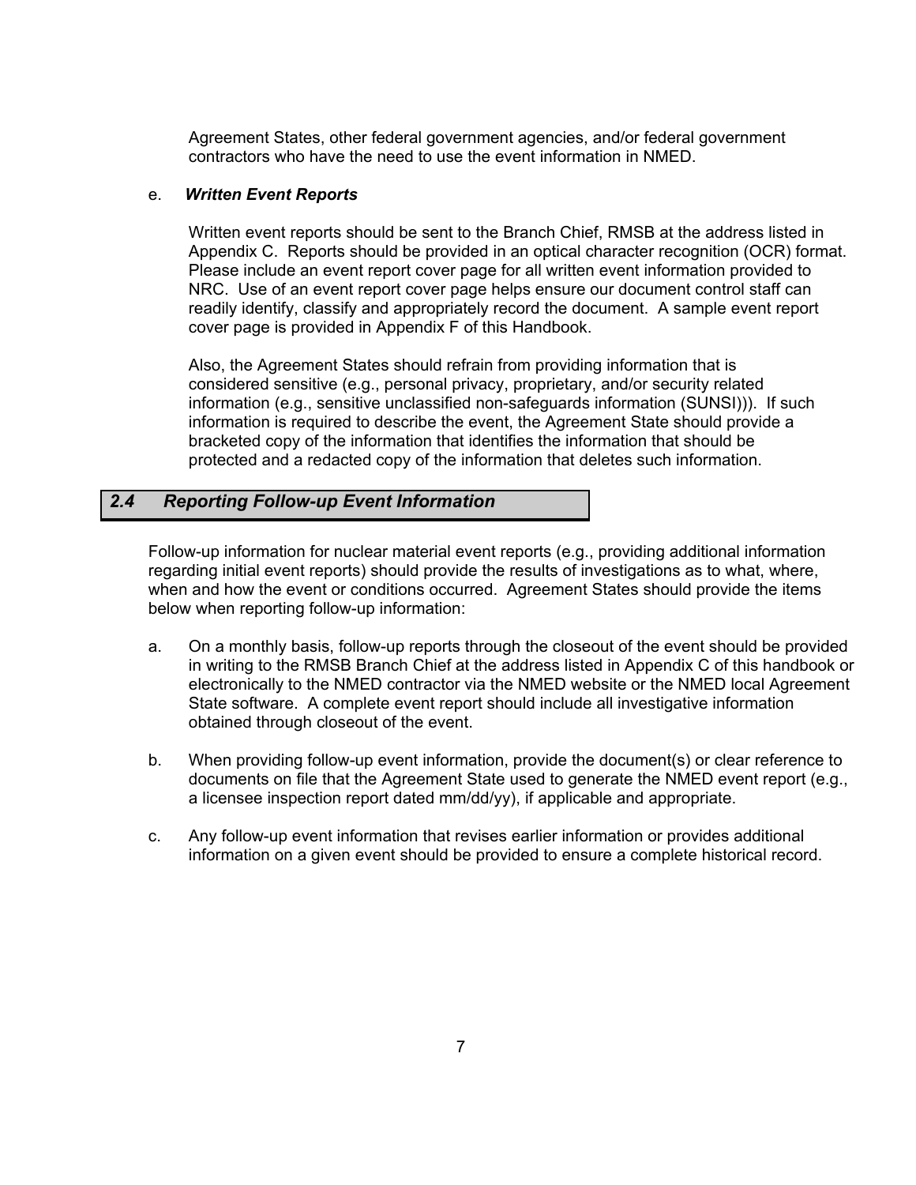Agreement States, other federal government agencies, and/or federal government contractors who have the need to use the event information in NMED.

e. ***Written Event Reports***

Written event reports should be sent to the Branch Chief, RMSB at the address listed in Appendix C. Reports should be provided in an optical character recognition (OCR) format. Please include an event report cover page for all written event information provided to NRC. Use of an event report cover page helps ensure our document control staff can readily identify, classify and appropriately record the document. A sample event report cover page is provided in Appendix F of this Handbook.

Also, the Agreement States should refrain from providing information that is considered sensitive (e.g., personal privacy, proprietary, and/or security related information (e.g., sensitive unclassified non-safeguards information (SUNSI))). If such information is required to describe the event, the Agreement State should provide a bracketed copy of the information that identifies the information that should be protected and a redacted copy of the information that deletes such information.

## *2.4 Reporting Follow-up Event Information*

Follow-up information for nuclear material event reports (e.g., providing additional information regarding initial event reports) should provide the results of investigations as to what, where, when and how the event or conditions occurred. Agreement States should provide the items below when reporting follow-up information:

a. On a monthly basis, follow-up reports through the closeout of the event should be provided in writing to the RMSB Branch Chief at the address listed in Appendix C of this handbook or electronically to the NMED contractor via the NMED website or the NMED local Agreement State software. A complete event report should include all investigative information obtained through closeout of the event.

b. When providing follow-up event information, provide the document(s) or clear reference to documents on file that the Agreement State used to generate the NMED event report (e.g., a licensee inspection report dated mm/dd/yy), if applicable and appropriate.

c. Any follow-up event information that revises earlier information or provides additional information on a given event should be provided to ensure a complete historical record.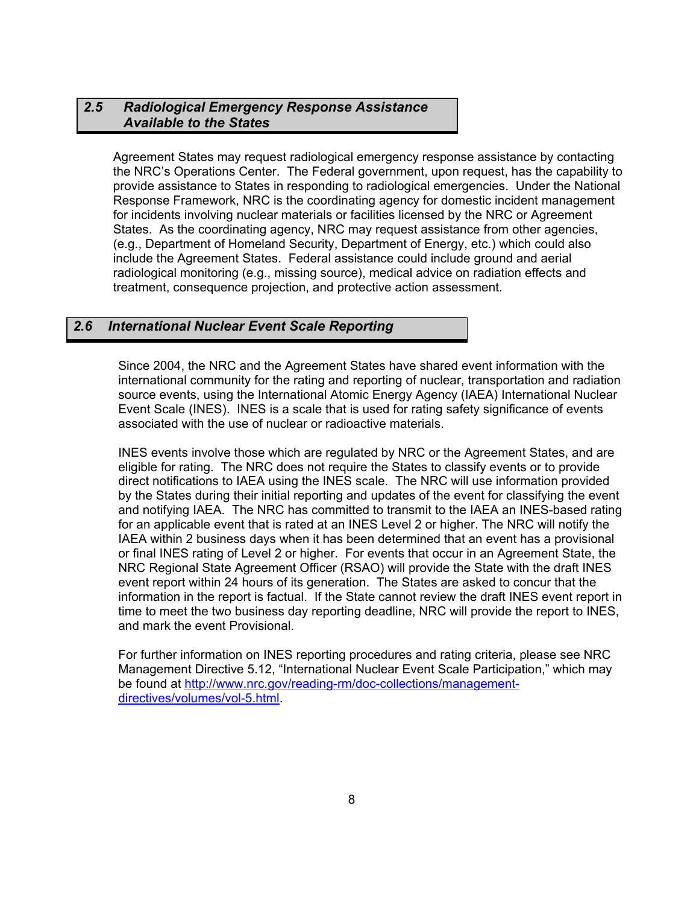## *2.5 Radiological Emergency Response Assistance Available to the States*

Agreement States may request radiological emergency response assistance by contacting the NRC's Operations Center. The Federal government, upon request, has the capability to provide assistance to States in responding to radiological emergencies. Under the National Response Framework, NRC is the coordinating agency for domestic incident management for incidents involving nuclear materials or facilities licensed by the NRC or Agreement States. As the coordinating agency, NRC may request assistance from other agencies, (e.g., Department of Homeland Security, Department of Energy, etc.) which could also include the Agreement States. Federal assistance could include ground and aerial radiological monitoring (e.g., missing source), medical advice on radiation effects and treatment, consequence projection, and protective action assessment.

## *2.6 International Nuclear Event Scale Reporting*

Since 2004, the NRC and the Agreement States have shared event information with the international community for the rating and reporting of nuclear, transportation and radiation source events, using the International Atomic Energy Agency (IAEA) International Nuclear Event Scale (INES). INES is a scale that is used for rating safety significance of events associated with the use of nuclear or radioactive materials.

INES events involve those which are regulated by NRC or the Agreement States, and are eligible for rating. The NRC does not require the States to classify events or to provide direct notifications to IAEA using the INES scale. The NRC will use information provided by the States during their initial reporting and updates of the event for classifying the event and notifying IAEA. The NRC has committed to transmit to the IAEA an INES-based rating for an applicable event that is rated at an INES Level 2 or higher. The NRC will notify the IAEA within 2 business days when it has been determined that an event has a provisional or final INES rating of Level 2 or higher. For events that occur in an Agreement State, the NRC Regional State Agreement Officer (RSAO) will provide the State with the draft INES event report within 24 hours of its generation. The States are asked to concur that the information in the report is factual. If the State cannot review the draft INES event report in time to meet the two business day reporting deadline, NRC will provide the report to INES, and mark the event Provisional.

For further information on INES reporting procedures and rating criteria, please see NRC Management Directive 5.12, "International Nuclear Event Scale Participation," which may be found at [http://www.nrc.gov/reading-rm/doc-collections/management-directives/volumes/vol-5.html](http://www.nrc.gov/reading-rm/doc-collections/management-directives/volumes/vol-5.html).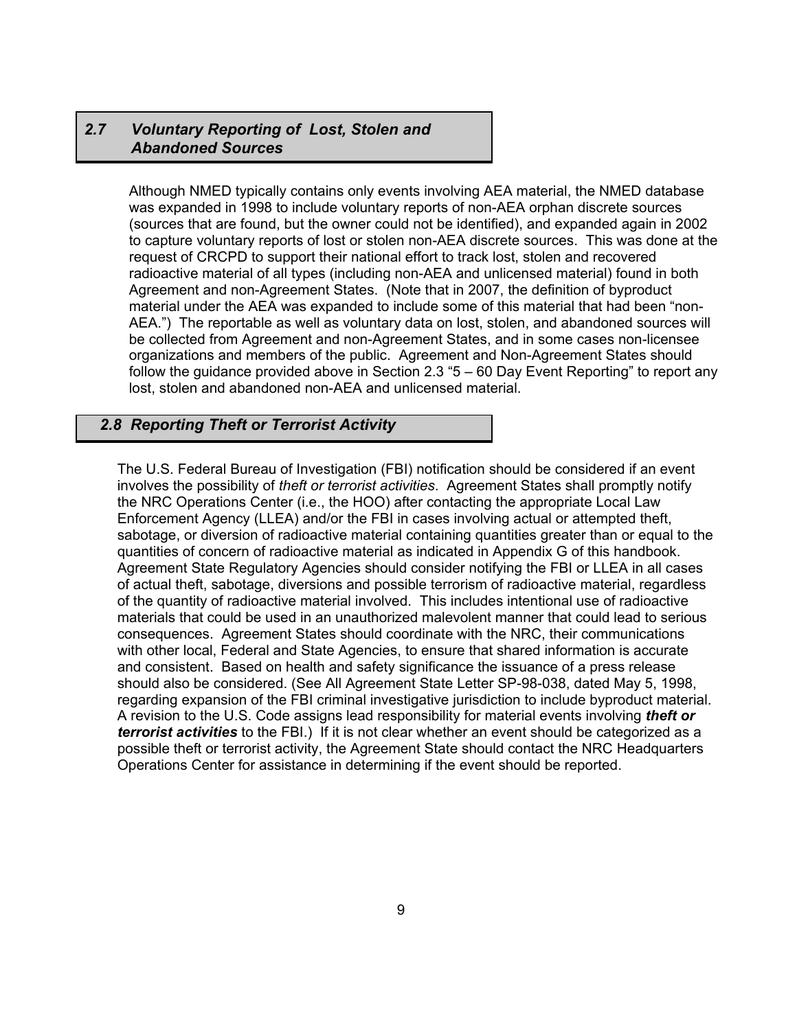## 2.7 Voluntary Reporting of Lost, Stolen and Abandoned Sources

Although NMED typically contains only events involving AEA material, the NMED database was expanded in 1998 to include voluntary reports of non-AEA orphan discrete sources (sources that are found, but the owner could not be identified), and expanded again in 2002 to capture voluntary reports of lost or stolen non-AEA discrete sources. This was done at the request of CRCPD to support their national effort to track lost, stolen and recovered radioactive material of all types (including non-AEA and unlicensed material) found in both Agreement and non-Agreement States. (Note that in 2007, the definition of byproduct material under the AEA was expanded to include some of this material that had been "non-AEA.") The reportable as well as voluntary data on lost, stolen, and abandoned sources will be collected from Agreement and non-Agreement States, and in some cases non-licensee organizations and members of the public. Agreement and Non-Agreement States should follow the guidance provided above in Section 2.3 "5 – 60 Day Event Reporting" to report any lost, stolen and abandoned non-AEA and unlicensed material.

## 2.8 Reporting Theft or Terrorist Activity

The U.S. Federal Bureau of Investigation (FBI) notification should be considered if an event involves the possibility of *theft or terrorist activities*. Agreement States shall promptly notify the NRC Operations Center (i.e., the HOO) after contacting the appropriate Local Law Enforcement Agency (LLEA) and/or the FBI in cases involving actual or attempted theft, sabotage, or diversion of radioactive material containing quantities greater than or equal to the quantities of concern of radioactive material as indicated in Appendix G of this handbook. Agreement State Regulatory Agencies should consider notifying the FBI or LLEA in all cases of actual theft, sabotage, diversions and possible terrorism of radioactive material, regardless of the quantity of radioactive material involved. This includes intentional use of radioactive materials that could be used in an unauthorized malevolent manner that could lead to serious consequences. Agreement States should coordinate with the NRC, their communications with other local, Federal and State Agencies, to ensure that shared information is accurate and consistent. Based on health and safety significance the issuance of a press release should also be considered. (See All Agreement State Letter SP-98-038, dated May 5, 1998, regarding expansion of the FBI criminal investigative jurisdiction to include byproduct material. A revision to the U.S. Code assigns lead responsibility for material events involving ***theft or terrorist activities*** to the FBI.) If it is not clear whether an event should be categorized as a possible theft or terrorist activity, the Agreement State should contact the NRC Headquarters Operations Center for assistance in determining if the event should be reported.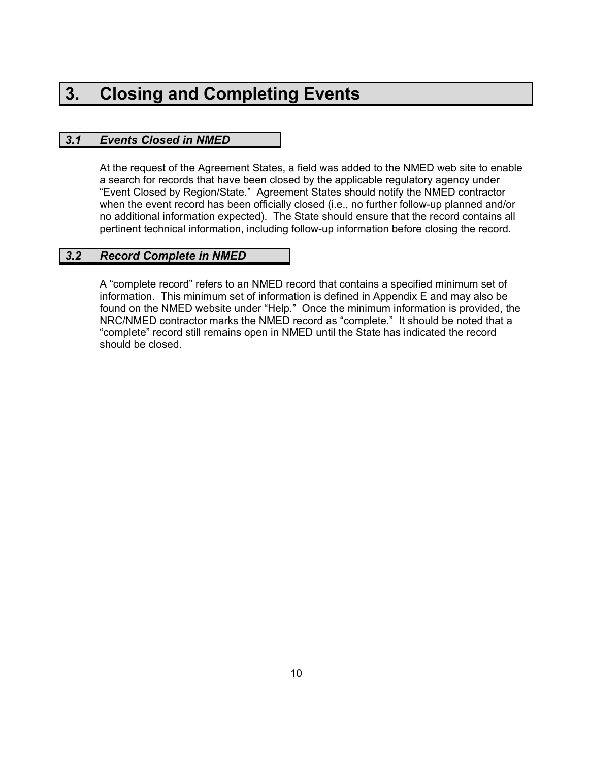# 3. Closing and Completing Events

## *3.1 Events Closed in NMED*

At the request of the Agreement States, a field was added to the NMED web site to enable a search for records that have been closed by the applicable regulatory agency under "Event Closed by Region/State." Agreement States should notify the NMED contractor when the event record has been officially closed (i.e., no further follow-up planned and/or no additional information expected). The State should ensure that the record contains all pertinent technical information, including follow-up information before closing the record.

## *3.2 Record Complete in NMED*

A "complete record" refers to an NMED record that contains a specified minimum set of information. This minimum set of information is defined in Appendix E and may also be found on the NMED website under "Help." Once the minimum information is provided, the NRC/NMED contractor marks the NMED record as "complete." It should be noted that a "complete" record still remains open in NMED until the State has indicated the record should be closed.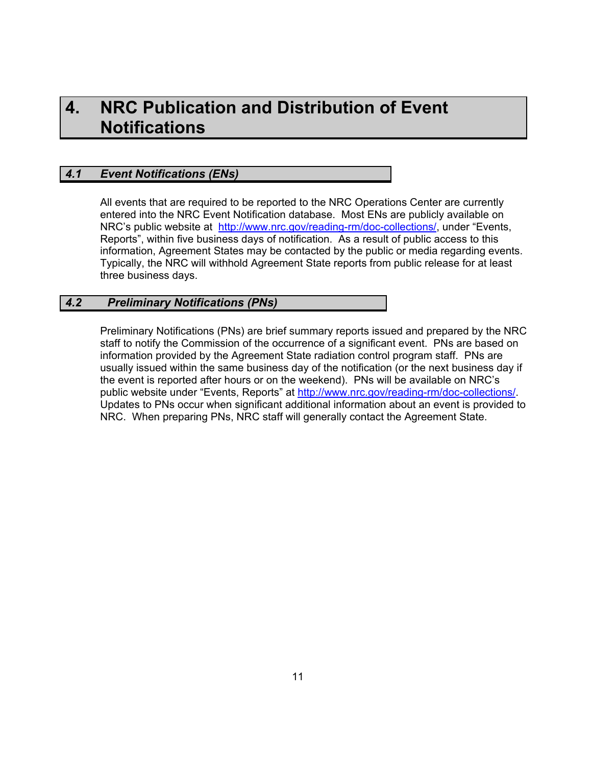# 4. NRC Publication and Distribution of Event Notifications

## *4.1 Event Notifications (ENs)*

All events that are required to be reported to the NRC Operations Center are currently entered into the NRC Event Notification database. Most ENs are publicly available on NRC's public website at http://www.nrc.gov/reading-rm/doc-collections/, under "Events, Reports", within five business days of notification. As a result of public access to this information, Agreement States may be contacted by the public or media regarding events. Typically, the NRC will withhold Agreement State reports from public release for at least three business days.

## *4.2 Preliminary Notifications (PNs)*

Preliminary Notifications (PNs) are brief summary reports issued and prepared by the NRC staff to notify the Commission of the occurrence of a significant event. PNs are based on information provided by the Agreement State radiation control program staff. PNs are usually issued within the same business day of the notification (or the next business day if the event is reported after hours or on the weekend). PNs will be available on NRC's public website under "Events, Reports" at http://www.nrc.gov/reading-rm/doc-collections/. Updates to PNs occur when significant additional information about an event is provided to NRC. When preparing PNs, NRC staff will generally contact the Agreement State.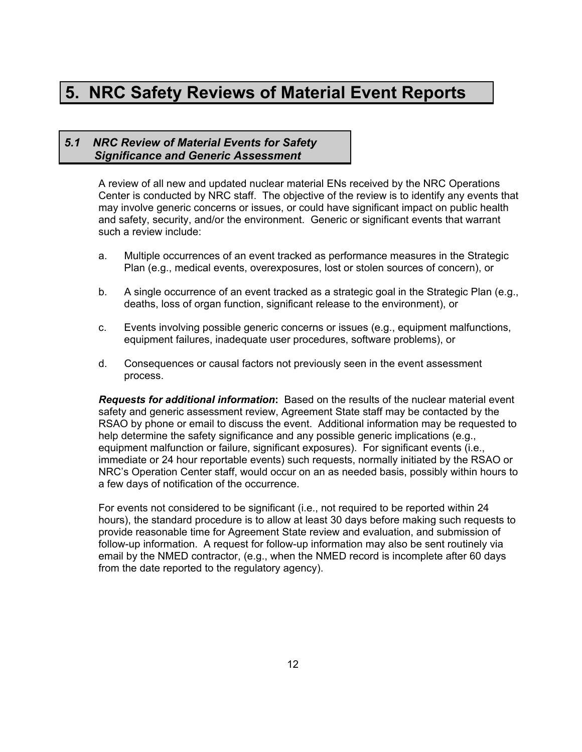# 5. NRC Safety Reviews of Material Event Reports

## *5.1 NRC Review of Material Events for Safety Significance and Generic Assessment*

A review of all new and updated nuclear material ENs received by the NRC Operations Center is conducted by NRC staff. The objective of the review is to identify any events that may involve generic concerns or issues, or could have significant impact on public health and safety, security, and/or the environment. Generic or significant events that warrant such a review include:

a. Multiple occurrences of an event tracked as performance measures in the Strategic Plan (e.g., medical events, overexposures, lost or stolen sources of concern), or

b. A single occurrence of an event tracked as a strategic goal in the Strategic Plan (e.g., deaths, loss of organ function, significant release to the environment), or

c. Events involving possible generic concerns or issues (e.g., equipment malfunctions, equipment failures, inadequate user procedures, software problems), or

d. Consequences or causal factors not previously seen in the event assessment process.

***Requests for additional information*:** Based on the results of the nuclear material event safety and generic assessment review, Agreement State staff may be contacted by the RSAO by phone or email to discuss the event. Additional information may be requested to help determine the safety significance and any possible generic implications (e.g., equipment malfunction or failure, significant exposures). For significant events (i.e., immediate or 24 hour reportable events) such requests, normally initiated by the RSAO or NRC's Operation Center staff, would occur on an as needed basis, possibly within hours to a few days of notification of the occurrence.

For events not considered to be significant (i.e., not required to be reported within 24 hours), the standard procedure is to allow at least 30 days before making such requests to provide reasonable time for Agreement State review and evaluation, and submission of follow-up information. A request for follow-up information may also be sent routinely via email by the NMED contractor, (e.g., when the NMED record is incomplete after 60 days from the date reported to the regulatory agency).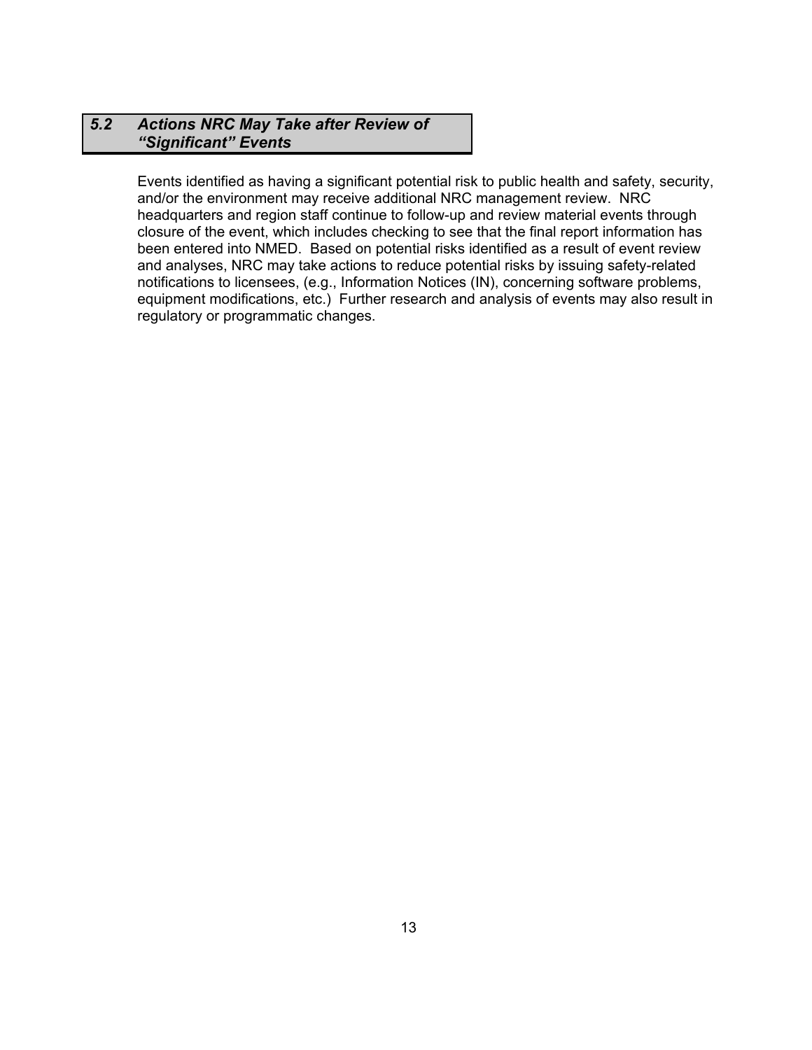## *5.2 Actions NRC May Take after Review of "Significant" Events*

Events identified as having a significant potential risk to public health and safety, security, and/or the environment may receive additional NRC management review. NRC headquarters and region staff continue to follow-up and review material events through closure of the event, which includes checking to see that the final report information has been entered into NMED. Based on potential risks identified as a result of event review and analyses, NRC may take actions to reduce potential risks by issuing safety-related notifications to licensees, (e.g., Information Notices (IN), concerning software problems, equipment modifications, etc.) Further research and analysis of events may also result in regulatory or programmatic changes.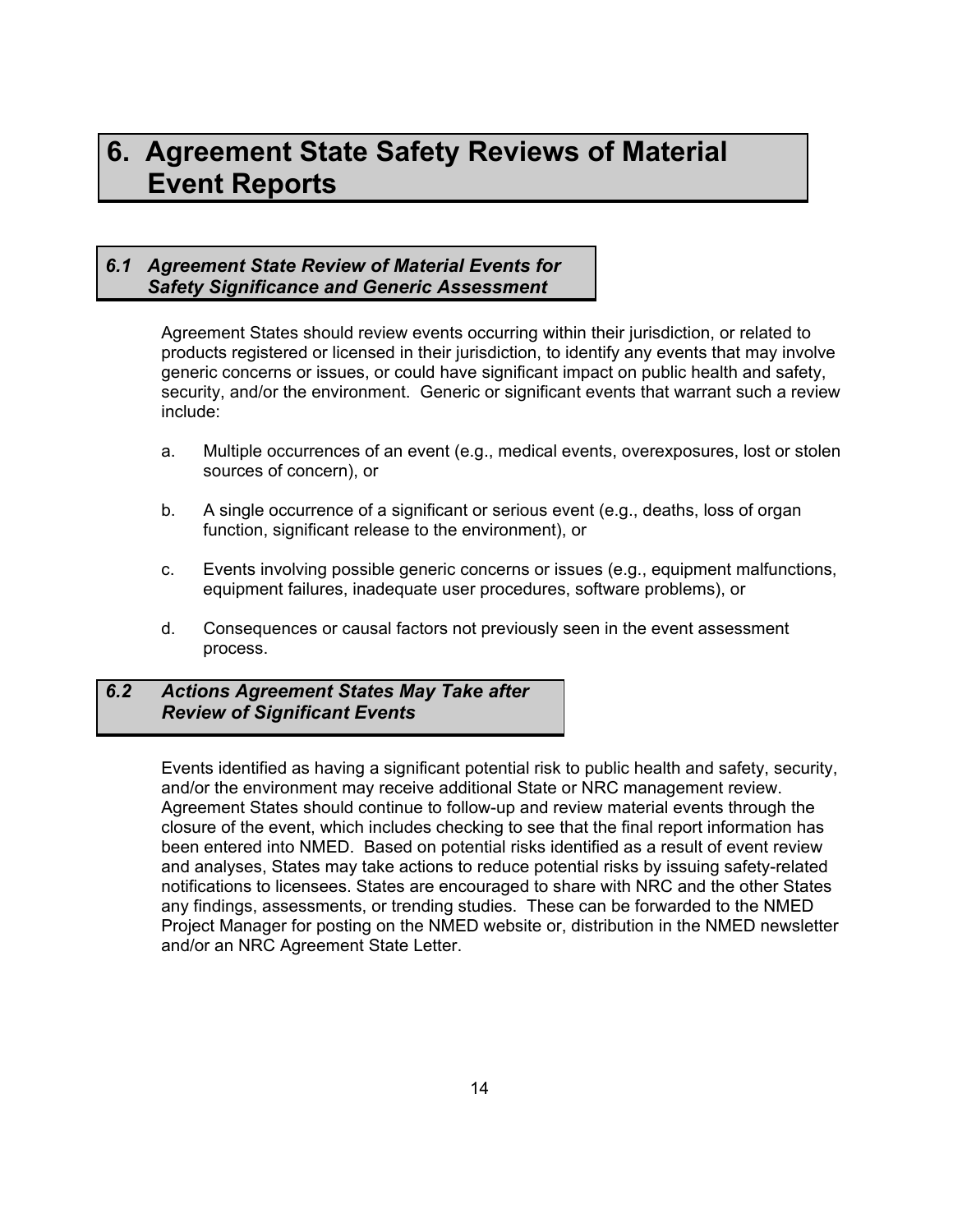# 6. Agreement State Safety Reviews of Material Event Reports

## *6.1 Agreement State Review of Material Events for Safety Significance and Generic Assessment*

Agreement States should review events occurring within their jurisdiction, or related to products registered or licensed in their jurisdiction, to identify any events that may involve generic concerns or issues, or could have significant impact on public health and safety, security, and/or the environment. Generic or significant events that warrant such a review include:

a. Multiple occurrences of an event (e.g., medical events, overexposures, lost or stolen sources of concern), or

b. A single occurrence of a significant or serious event (e.g., deaths, loss of organ function, significant release to the environment), or

c. Events involving possible generic concerns or issues (e.g., equipment malfunctions, equipment failures, inadequate user procedures, software problems), or

d. Consequences or causal factors not previously seen in the event assessment process.

## *6.2 Actions Agreement States May Take after Review of Significant Events*

Events identified as having a significant potential risk to public health and safety, security, and/or the environment may receive additional State or NRC management review. Agreement States should continue to follow-up and review material events through the closure of the event, which includes checking to see that the final report information has been entered into NMED. Based on potential risks identified as a result of event review and analyses, States may take actions to reduce potential risks by issuing safety-related notifications to licensees. States are encouraged to share with NRC and the other States any findings, assessments, or trending studies. These can be forwarded to the NMED Project Manager for posting on the NMED website or, distribution in the NMED newsletter and/or an NRC Agreement State Letter.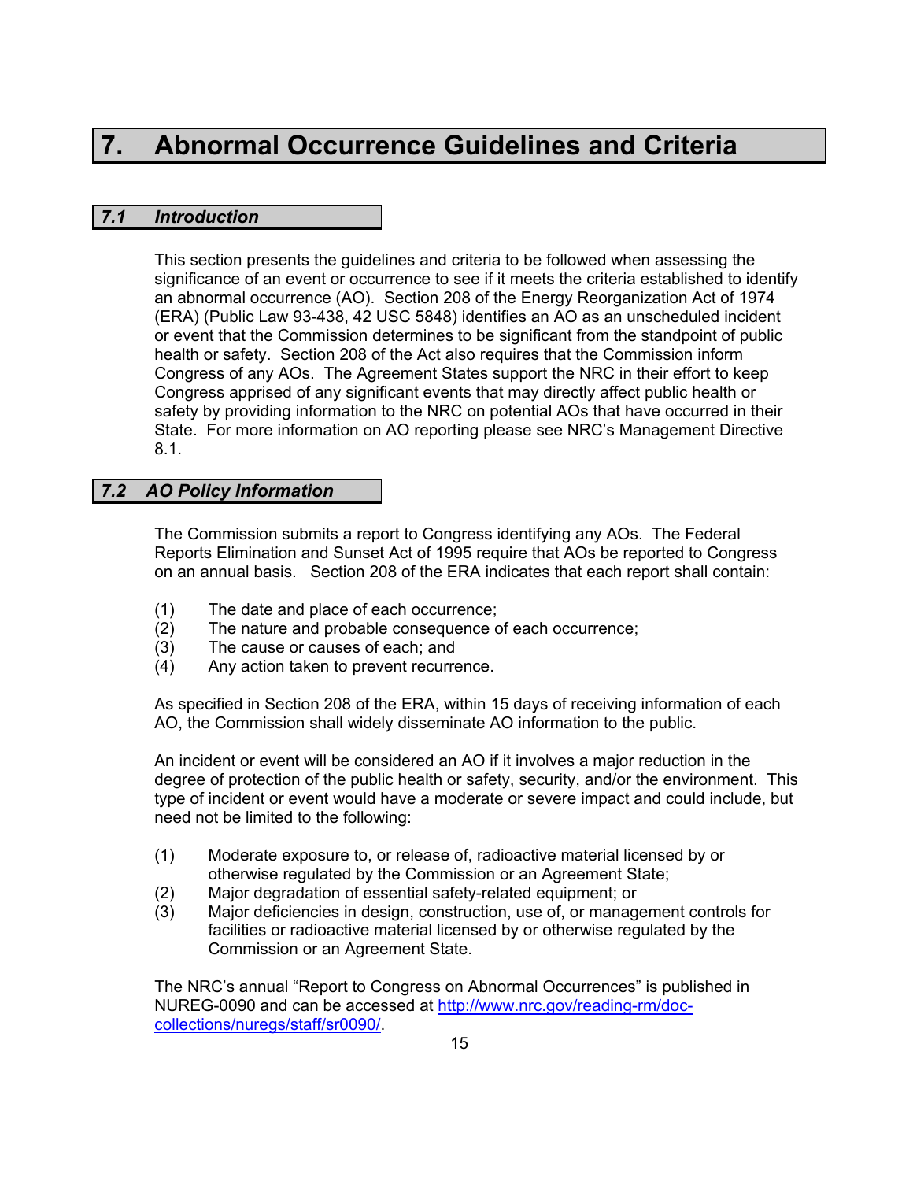# 7. Abnormal Occurrence Guidelines and Criteria

## *7.1 Introduction*

This section presents the guidelines and criteria to be followed when assessing the significance of an event or occurrence to see if it meets the criteria established to identify an abnormal occurrence (AO). Section 208 of the Energy Reorganization Act of 1974 (ERA) (Public Law 93-438, 42 USC 5848) identifies an AO as an unscheduled incident or event that the Commission determines to be significant from the standpoint of public health or safety. Section 208 of the Act also requires that the Commission inform Congress of any AOs. The Agreement States support the NRC in their effort to keep Congress apprised of any significant events that may directly affect public health or safety by providing information to the NRC on potential AOs that have occurred in their State. For more information on AO reporting please see NRC's Management Directive 8.1.

## *7.2 AO Policy Information*

The Commission submits a report to Congress identifying any AOs. The Federal Reports Elimination and Sunset Act of 1995 require that AOs be reported to Congress on an annual basis. Section 208 of the ERA indicates that each report shall contain:

(1) The date and place of each occurrence;
(2) The nature and probable consequence of each occurrence;
(3) The cause or causes of each; and
(4) Any action taken to prevent recurrence.

As specified in Section 208 of the ERA, within 15 days of receiving information of each AO, the Commission shall widely disseminate AO information to the public.

An incident or event will be considered an AO if it involves a major reduction in the degree of protection of the public health or safety, security, and/or the environment. This type of incident or event would have a moderate or severe impact and could include, but need not be limited to the following:

(1) Moderate exposure to, or release of, radioactive material licensed by or otherwise regulated by the Commission or an Agreement State;
(2) Major degradation of essential safety-related equipment; or
(3) Major deficiencies in design, construction, use of, or management controls for facilities or radioactive material licensed by or otherwise regulated by the Commission or an Agreement State.

The NRC's annual "Report to Congress on Abnormal Occurrences" is published in NUREG-0090 and can be accessed at [http://www.nrc.gov/reading-rm/doc-collections/nuregs/staff/sr0090/](http://www.nrc.gov/reading-rm/doc-collections/nuregs/staff/sr0090/).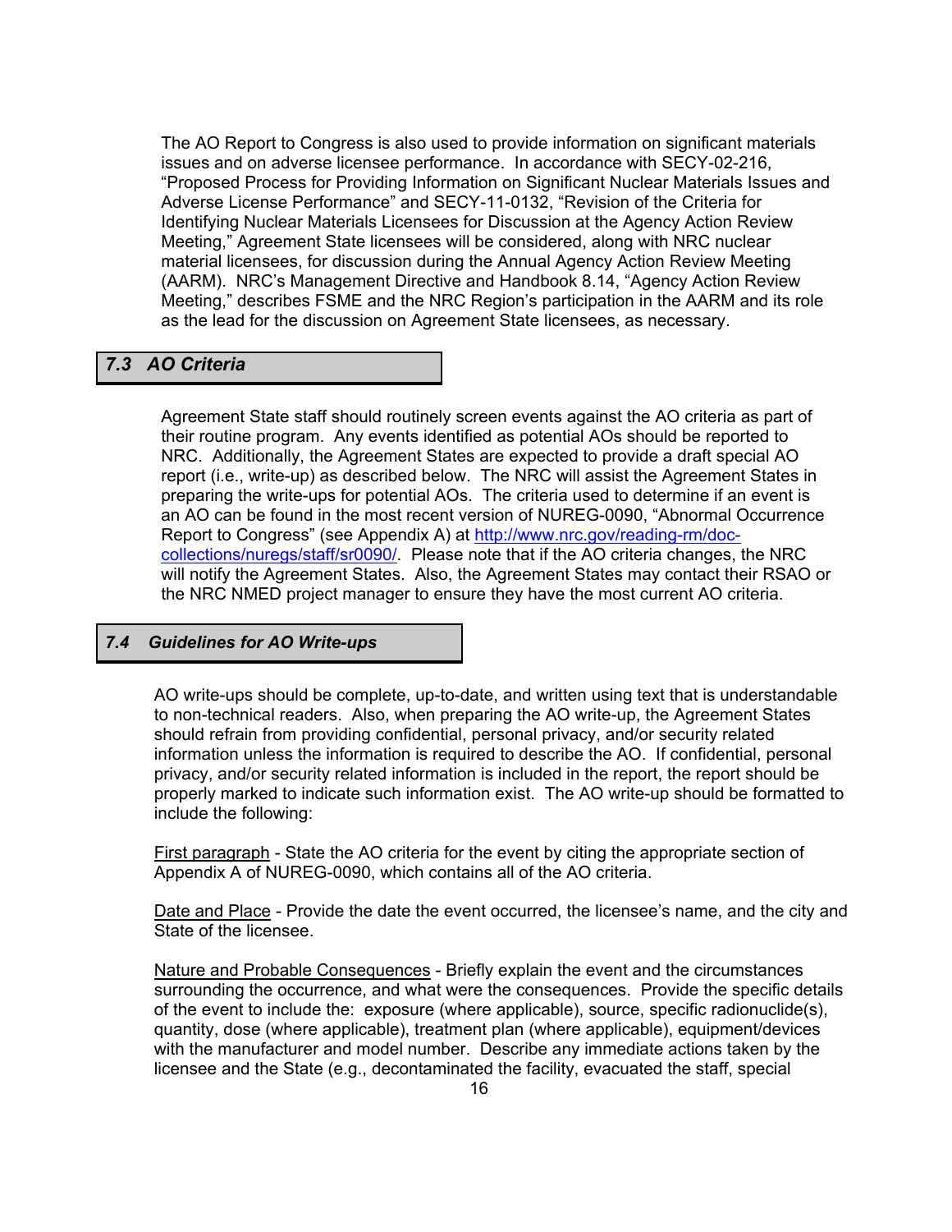The AO Report to Congress is also used to provide information on significant materials issues and on adverse licensee performance. In accordance with SECY-02-216, "Proposed Process for Providing Information on Significant Nuclear Materials Issues and Adverse License Performance" and SECY-11-0132, "Revision of the Criteria for Identifying Nuclear Materials Licensees for Discussion at the Agency Action Review Meeting," Agreement State licensees will be considered, along with NRC nuclear material licensees, for discussion during the Annual Agency Action Review Meeting (AARM). NRC's Management Directive and Handbook 8.14, "Agency Action Review Meeting," describes FSME and the NRC Region's participation in the AARM and its role as the lead for the discussion on Agreement State licensees, as necessary.

## *7.3 AO Criteria*

Agreement State staff should routinely screen events against the AO criteria as part of their routine program. Any events identified as potential AOs should be reported to NRC. Additionally, the Agreement States are expected to provide a draft special AO report (i.e., write-up) as described below. The NRC will assist the Agreement States in preparing the write-ups for potential AOs. The criteria used to determine if an event is an AO can be found in the most recent version of NUREG-0090, "Abnormal Occurrence Report to Congress" (see Appendix A) at [http://www.nrc.gov/reading-rm/doc-collections/nuregs/staff/sr0090/](http://www.nrc.gov/reading-rm/doc-collections/nuregs/staff/sr0090/). Please note that if the AO criteria changes, the NRC will notify the Agreement States. Also, the Agreement States may contact their RSAO or the NRC NMED project manager to ensure they have the most current AO criteria.

## *7.4 Guidelines for AO Write-ups*

AO write-ups should be complete, up-to-date, and written using text that is understandable to non-technical readers. Also, when preparing the AO write-up, the Agreement States should refrain from providing confidential, personal privacy, and/or security related information unless the information is required to describe the AO. If confidential, personal privacy, and/or security related information is included in the report, the report should be properly marked to indicate such information exist. The AO write-up should be formatted to include the following:

First paragraph - State the AO criteria for the event by citing the appropriate section of Appendix A of NUREG-0090, which contains all of the AO criteria.

Date and Place - Provide the date the event occurred, the licensee's name, and the city and State of the licensee.

Nature and Probable Consequences - Briefly explain the event and the circumstances surrounding the occurrence, and what were the consequences. Provide the specific details of the event to include the: exposure (where applicable), source, specific radionuclide(s), quantity, dose (where applicable), treatment plan (where applicable), equipment/devices with the manufacturer and model number. Describe any immediate actions taken by the licensee and the State (e.g., decontaminated the facility, evacuated the staff, special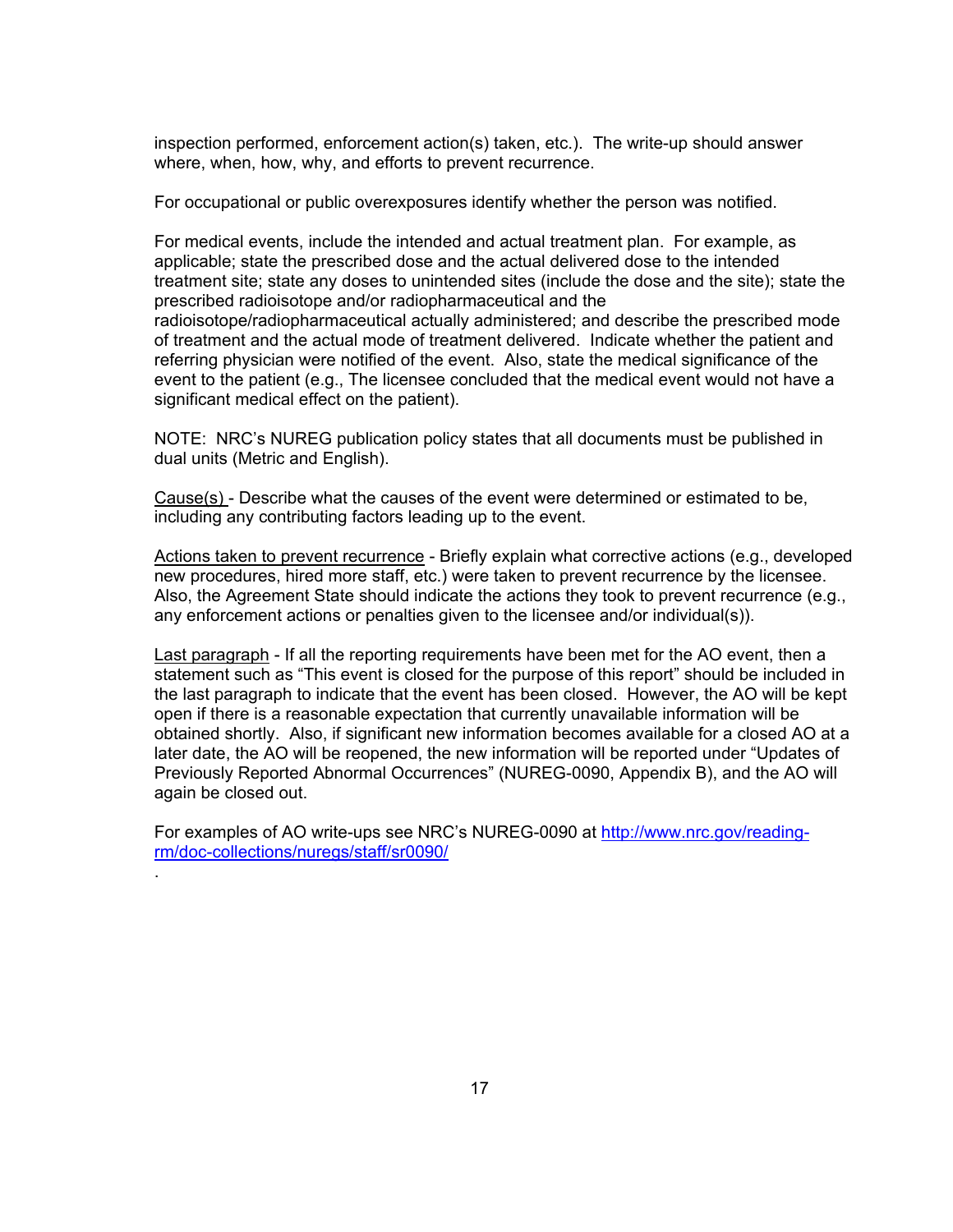inspection performed, enforcement action(s) taken, etc.). The write-up should answer where, when, how, why, and efforts to prevent recurrence.

For occupational or public overexposures identify whether the person was notified.

For medical events, include the intended and actual treatment plan. For example, as applicable; state the prescribed dose and the actual delivered dose to the intended treatment site; state any doses to unintended sites (include the dose and the site); state the prescribed radioisotope and/or radiopharmaceutical and the radioisotope/radiopharmaceutical actually administered; and describe the prescribed mode of treatment and the actual mode of treatment delivered. Indicate whether the patient and referring physician were notified of the event. Also, state the medical significance of the event to the patient (e.g., The licensee concluded that the medical event would not have a significant medical effect on the patient).

NOTE: NRC's NUREG publication policy states that all documents must be published in dual units (Metric and English).

<u>Cause(s)</u> - Describe what the causes of the event were determined or estimated to be, including any contributing factors leading up to the event.

<u>Actions taken to prevent recurrence</u> - Briefly explain what corrective actions (e.g., developed new procedures, hired more staff, etc.) were taken to prevent recurrence by the licensee. Also, the Agreement State should indicate the actions they took to prevent recurrence (e.g., any enforcement actions or penalties given to the licensee and/or individual(s)).

<u>Last paragraph</u> - If all the reporting requirements have been met for the AO event, then a statement such as "This event is closed for the purpose of this report" should be included in the last paragraph to indicate that the event has been closed. However, the AO will be kept open if there is a reasonable expectation that currently unavailable information will be obtained shortly. Also, if significant new information becomes available for a closed AO at a later date, the AO will be reopened, the new information will be reported under "Updates of Previously Reported Abnormal Occurrences" (NUREG-0090, Appendix B), and the AO will again be closed out.

For examples of AO write-ups see NRC's NUREG-0090 at [http://www.nrc.gov/reading-rm/doc-collections/nuregs/staff/sr0090/](http://www.nrc.gov/reading-rm/doc-collections/nuregs/staff/sr0090/)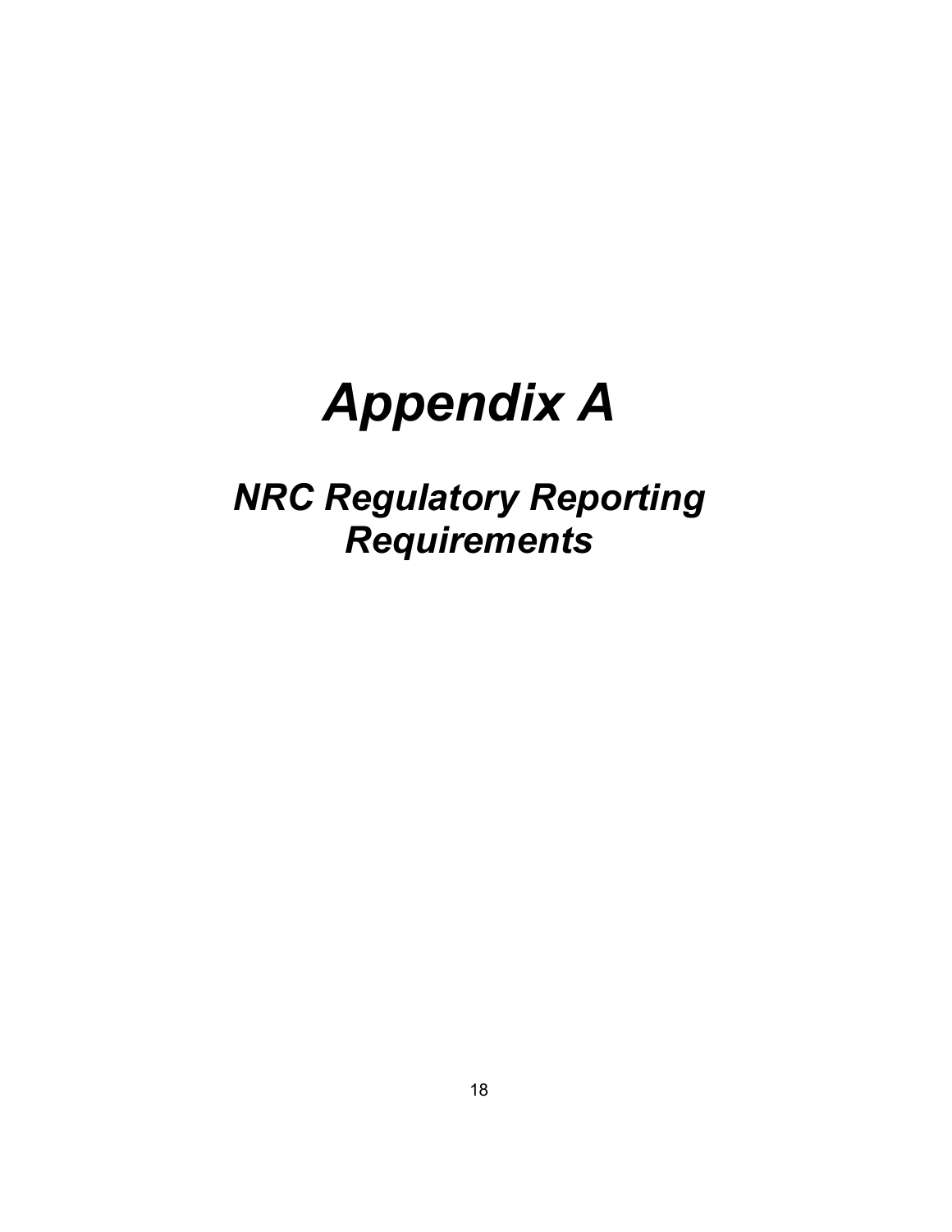# *Appendix A*

## *NRC Regulatory Reporting Requirements*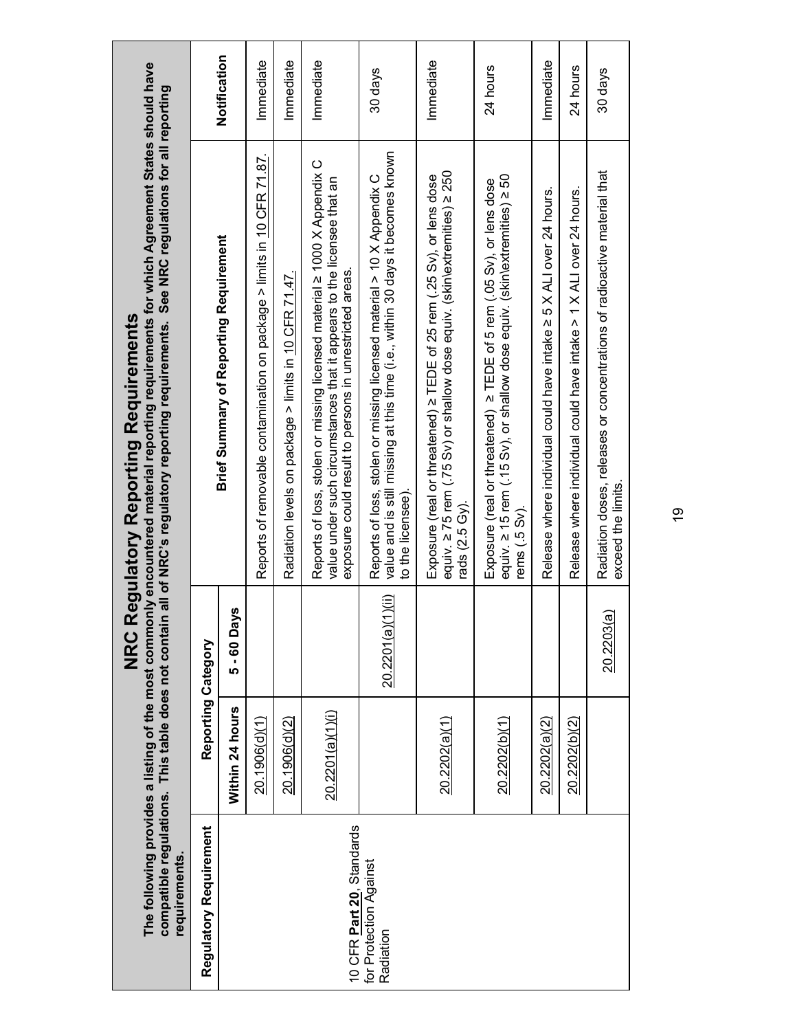# NRC Regulatory Reporting Requirements

**The following provides a listing of the most commonly encountered material reporting requirements for which Agreement States should have compatible regulations. This table does not contain all of NRC's regulatory reporting requirements. See NRC regulations for all reporting requirements.**

| Regulatory Requirement | Reporting Category | | Brief Summary of Reporting Requirement | Notification |
|---|---|---|---|---|
| | Within 24 hours | 5 - 60 Days | | |
| 10 CFR **Part 20**, Standards for Protection Against Radiation | 20.1906(d)(1) | | Reports of removable contamination on package > limits in 10 CFR 71.87. | Immediate |
| | 20.1906(d)(2) | | Radiation levels on package > limits in 10 CFR 71.47. | Immediate |
| | 20.2201(a)(1)(i) | | Reports of loss, stolen or missing licensed material ≥ 1000 X Appendix C value under such circumstances that it appears to the licensee that an exposure could result to persons in unrestricted areas. | Immediate |
| | | 20.2201(a)(1)(ii) | Reports of loss, stolen or missing licensed material > 10 X Appendix C value and is still missing at this time (i.e., within 30 days it becomes known to the licensee). | 30 days |
| | 20.2202(a)(1) | | Exposure (real or threatened) ≥ TEDE of 25 rem (.25 Sv), or lens dose equiv. ≥ 75 rem (.75 Sv) or shallow dose equiv. (skin\extremities) ≥ 250 rads (2.5 Gy). | Immediate |
| | 20.2202(b)(1) | | Exposure (real or threatened) ≥ TEDE of 5 rem (.05 Sv), or lens dose equiv. ≥ 15 rem (.15 Sv), or shallow dose equiv. (skin\extremities) ≥ 50 rems (.5 Sv). | 24 hours |
| | 20.2202(a)(2) | | Release where individual could have intake ≥ 5 X ALI over 24 hours. | Immediate |
| | 20.2202(b)(2) | | Release where individual could have intake > 1 X ALI over 24 hours. | 24 hours |
| | | 20.2203(a) | Radiation doses, releases or concentrations of radioactive material that exceed the limits. | 30 days |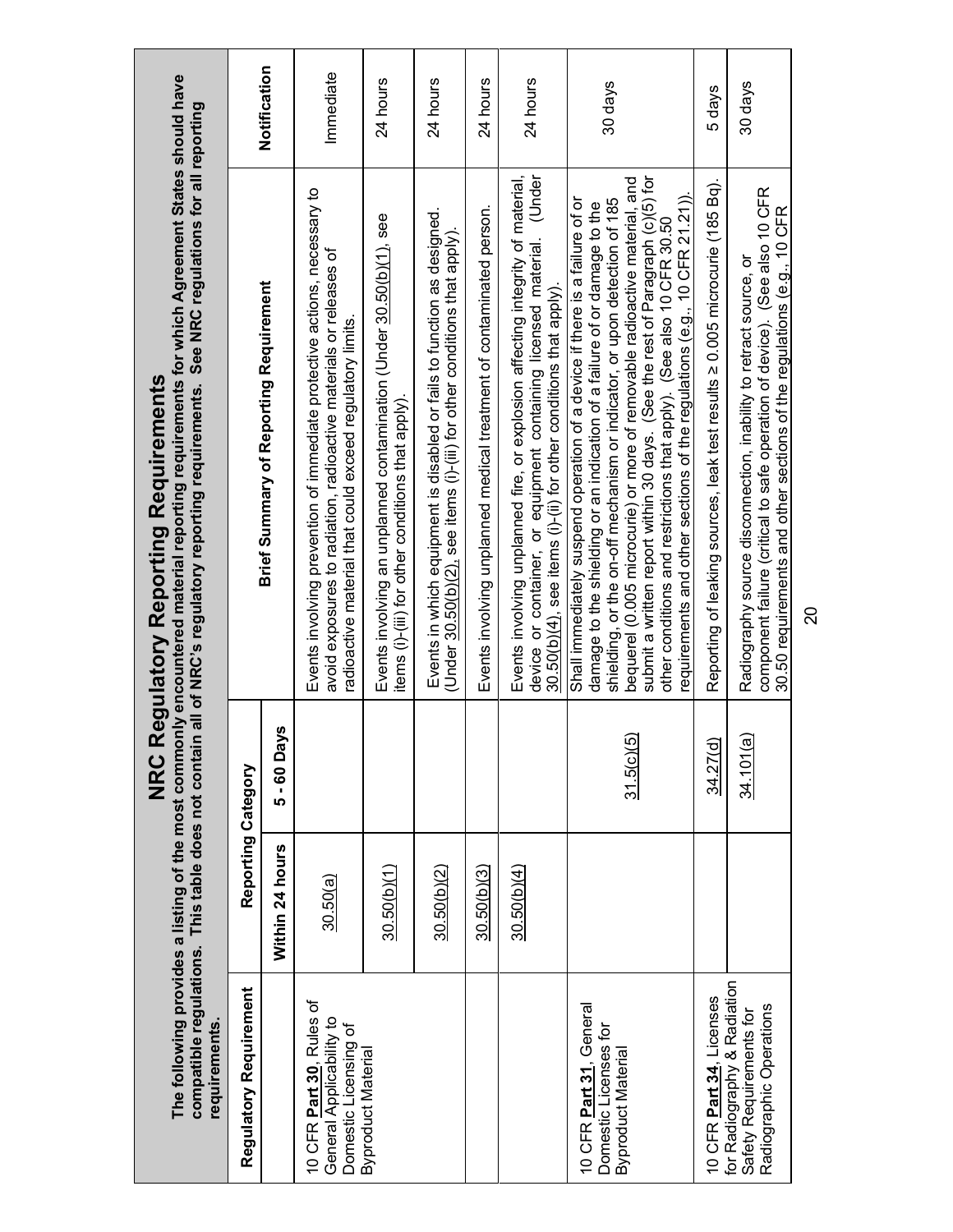# NRC Regulatory Reporting Requirements

**The following provides a listing of the most commonly encountered material reporting requirements for which Agreement States should have compatible regulations. This table does not contain all of NRC's regulatory reporting requirements. See NRC regulations for all reporting requirements.**

| Regulatory Requirement | Reporting Category | | Brief Summary of Reporting Requirement | Notification |
|---|---|---|---|---|
| | Within 24 hours | 5 - 60 Days | | |
| 10 CFR **Part 30**, Rules of General Applicability to Domestic Licensing of Byproduct Material | 30.50(a) | | Events involving prevention of immediate protective actions, necessary to avoid exposures to radiation, radioactive materials or releases of radioactive material that could exceed regulatory limits. | Immediate |
| | 30.50(b)(1) | | Events involving an unplanned contamination (Under 30.50(b)(1), see items (i)-(iii) for other conditions that apply). | 24 hours |
| | 30.50(b)(2) | | Events in which equipment is disabled or fails to function as designed. (Under 30.50(b)(2), see items (i)-(iii) for other conditions that apply). | 24 hours |
| | 30.50(b)(3) | | Events involving unplanned medical treatment of contaminated person. | 24 hours |
| | 30.50(b)(4) | | Events involving unplanned fire, or explosion affecting integrity of material, device or container, or equipment containing licensed material. (Under 30.50(b)(4), see items (i)-(ii) for other conditions that apply). | 24 hours |
| 10 CFR **Part 31**, General Domestic Licenses for Byproduct Material | | 31.5(c)(5) | Shall immediately suspend operation of a device if there is a failure of or damage to the shielding or an indication of a failure of or damage to the shielding, or the on-off mechanism or indicator, or upon detection of 185 bequerel (0.005 microcurie) or more of removable radioactive material, and submit a written report within 30 days. (See the rest of Paragraph (c)(5) for other conditions and restrictions that apply). (See also 10 CFR 30.50 requirements and other sections of the regulations (e.g., 10 CFR 21.21)). | 30 days |
| 10 CFR **Part 34**, Licenses for Radiography & Radiation Safety Requirements for Radiographic Operations | | 34.27(d) | Reporting of leaking sources, leak test results ≥ 0.005 microcurie (185 Bq). | 5 days |
| | | 34.101(a) | Radiography source disconnection, inability to retract source, or component failure (critical to safe operation of device). (See also 10 CFR 30.50 requirements and other sections of the regulations (e.g., 10 CFR | 30 days |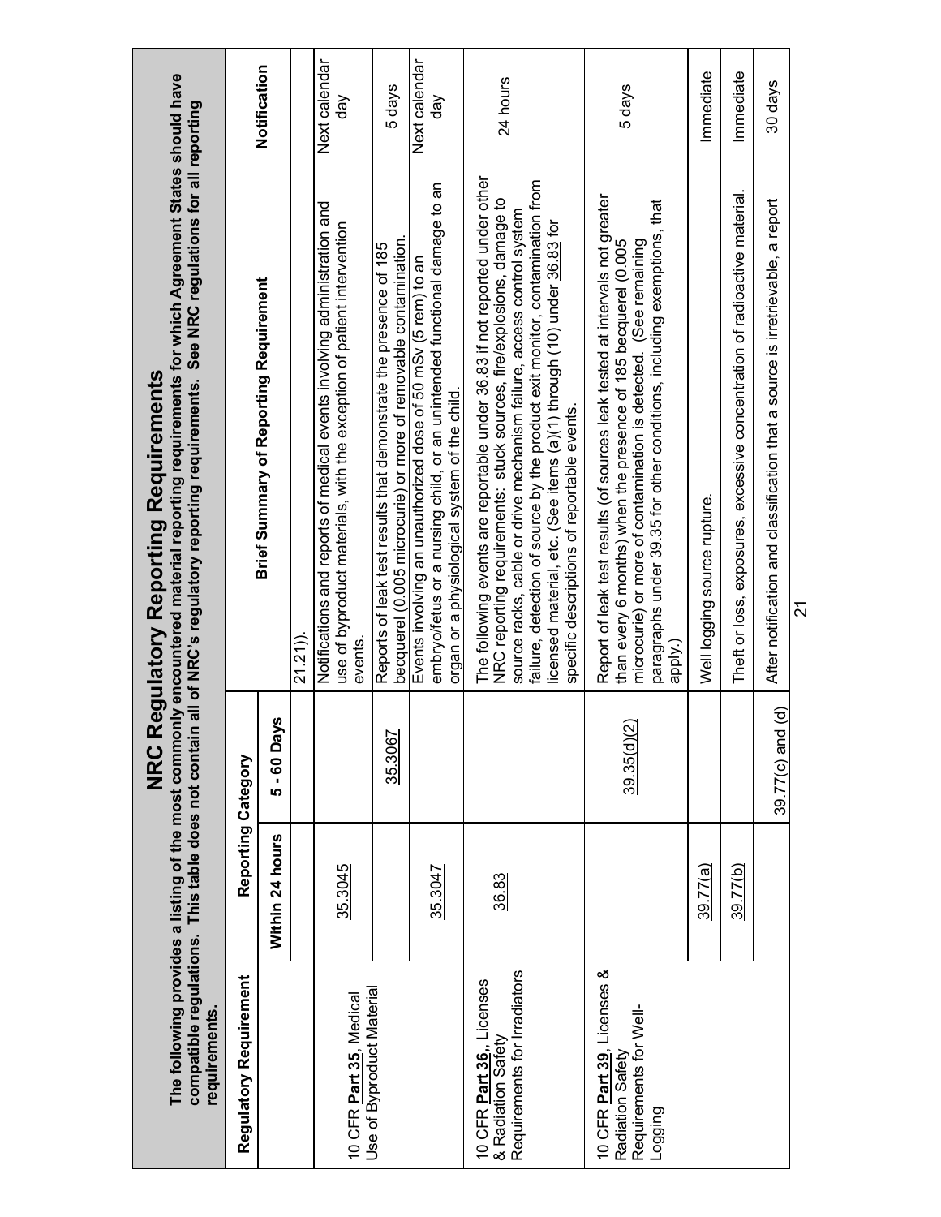# NRC Regulatory Reporting Requirements

**The following provides a listing of the most commonly encountered material reporting requirements for which Agreement States should have compatible regulations. This table does not contain all of NRC's regulatory reporting requirements. See NRC regulations for all reporting requirements.**

| Regulatory Requirement | Reporting Category | | Brief Summary of Reporting Requirement | Notification |
|---|---|---|---|---|
| | Within 24 hours | 5 - 60 Days | | |
| | | | 21.21)). | |
| 10 CFR **Part 35**, Medical Use of Byproduct Material | 35.3045 | | Notifications and reports of medical events involving administration and use of byproduct materials, with the exception of patient intervention events. | Next calendar day |
| | | 35.3067 | Reports of leak test results that demonstrate the presence of 185 becquerel (0.005 microcurie) or more of removable contamination. | 5 days |
| | 35.3047 | | Events involving an unauthorized dose of 50 mSv (5 rem) to an embryo/fetus or a nursing child, or an unintended functional damage to an organ or a physiological system of the child. | Next calendar day |
| 10 CFR **Part 36**, Licenses & Radiation Safety Requirements for Irradiators | 36.83 | | The following events are reportable under 36.83 if not reported under other NRC reporting requirements: stuck sources, fire/explosions, damage to source racks, cable or drive mechanism failure, access control system failure, detection of source by the product exit monitor, contamination from licensed material, etc. (See items (a)(1) through (10) under 36.83 for specific descriptions of reportable events. | 24 hours |
| 10 CFR **Part 39**, Licenses & Radiation Safety Requirements for Well-Logging | | 39.35(d)(2) | Report of leak test results (of sources leak tested at intervals not greater than every 6 months) when the presence of 185 becquerel (0.005 microcurie) or more of contamination is detected. (See remaining paragraphs under 39.35 for other conditions, including exemptions, that apply.) | 5 days |
| | 39.77(a) | | Well logging source rupture. | Immediate |
| | 39.77(b) | | Theft or loss, exposures, excessive concentration of radioactive material. | Immediate |
| | | 39.77(c) and (d) | After notification and classification that a source is irretrievable, a report | 30 days |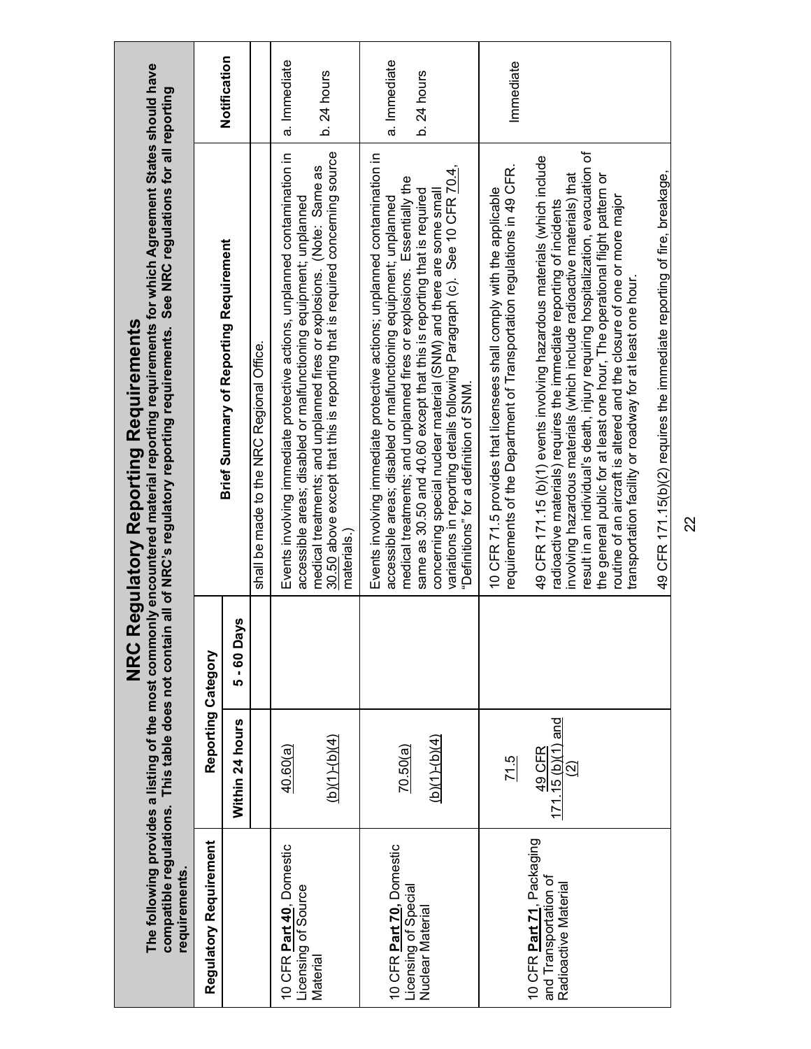# NRC Regulatory Reporting Requirements

**The following provides a listing of the most commonly encountered material reporting requirements for which Agreement States should have compatible regulations. This table does not contain all of NRC's regulatory reporting requirements. See NRC regulations for all reporting requirements.**

| Regulatory Requirement | Reporting Category | | Brief Summary of Reporting Requirement | Notification |
|---|---|---|---|---|
| | Within 24 hours | 5 - 60 Days | | |
| | | | shall be made to the NRC Regional Office. | |
| 10 CFR **Part 40**, Domestic Licensing of Source Material | 40.60(a)<br><br>(b)(1)-(b)(4) | | Events involving immediate protective actions, unplanned contamination in accessible areas; disabled or malfunctioning equipment; unplanned medical treatments; and unplanned fires or explosions. (Note: Same as 30.50 above except that this is reporting that is required concerning source materials.) | a. Immediate<br><br>b. 24 hours |
| 10 CFR **Part 70**, Domestic Licensing of Special Nuclear Material | 70.50(a)<br><br>(b)(1)-(b)(4) | | Events involving immediate protective actions; unplanned contamination in accessible areas; disabled or malfunctioning equipment; unplanned medical treatments; and unplanned fires or explosions. Essentially the same as 30.50 and 40.60 except that this is reporting that is required concerning special nuclear material (SNM) and there are some small variations in reporting details following Paragraph (c). See 10 CFR 70.4, "Definitions" for a definition of SNM. | a. Immediate<br><br>b. 24 hours |
| 10 CFR **Part 71**, Packaging and Transportation of Radioactive Material | 71.5<br><br>49 CFR 171.15 (b)(1) and (2) | | 10 CFR 71.5 provides that licensees shall comply with the applicable requirements of the Department of Transportation regulations in 49 CFR.<br><br>49 CFR 171.15 (b)(1) events involving hazardous materials (which include radioactive materials) requires the immediate reporting of incidents involving hazardous materials (which include radioactive materials) that result in an individual's death, injury requiring hospitalization, evacuation of the general public for at least one hour, The operational flight pattern or routine of an aircraft is altered and the closure of one or more major transportation facility or roadway for at least one hour.<br><br>49 CFR 171.15(b)(2) requires the immediate reporting of fire, breakage, | Immediate |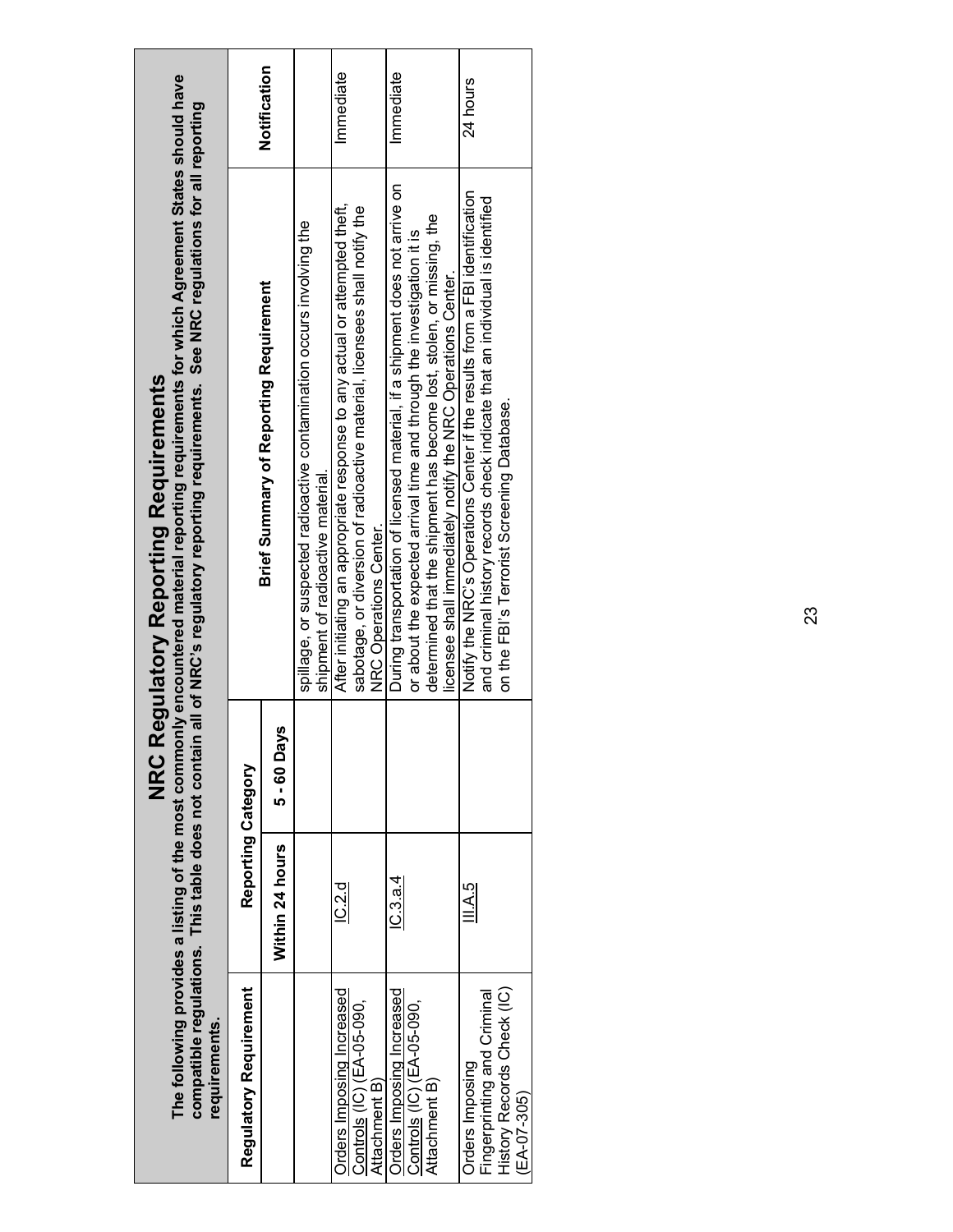# NRC Regulatory Reporting Requirements

**The following provides a listing of the most commonly encountered material reporting requirements for which Agreement States should have compatible regulations. This table does not contain all of NRC's regulatory reporting requirements. See NRC regulations for all reporting requirements.**

| Regulatory Requirement | Reporting Category | | Brief Summary of Reporting Requirement | Notification |
|---|---|---|---|---|
| | Within 24 hours | 5 - 60 Days | | |
| | | | spillage, or suspected radioactive contamination occurs involving the shipment of radioactive material. | |
| Orders Imposing Increased Controls (IC) (EA-05-090, Attachment B) | IC.2.d | | After initiating an appropriate response to any actual or attempted theft, sabotage, or diversion of radioactive material, licensees shall notify the NRC Operations Center. | Immediate |
| Orders Imposing Increased Controls (IC) (EA-05-090, Attachment B) | IC.3.a.4 | | During transportation of licensed material, if a shipment does not arrive on or about the expected arrival time and through the investigation it is determined that the shipment has become lost, stolen, or missing, the licensee shall immediately notify the NRC Operations Center. | Immediate |
| Orders Imposing Fingerprinting and Criminal History Records Check (IC) (EA-07-305) | III.A.5 | | Notify the NRC's Operations Center if the results from a FBI identification and criminal history records check indicate that an individual is identified on the FBI's Terrorist Screening Database. | 24 hours |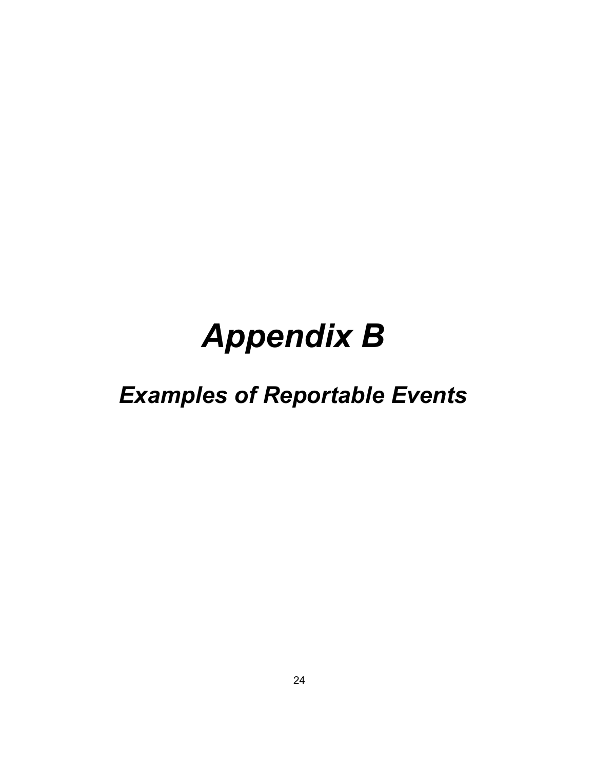# *Appendix B*

## *Examples of Reportable Events*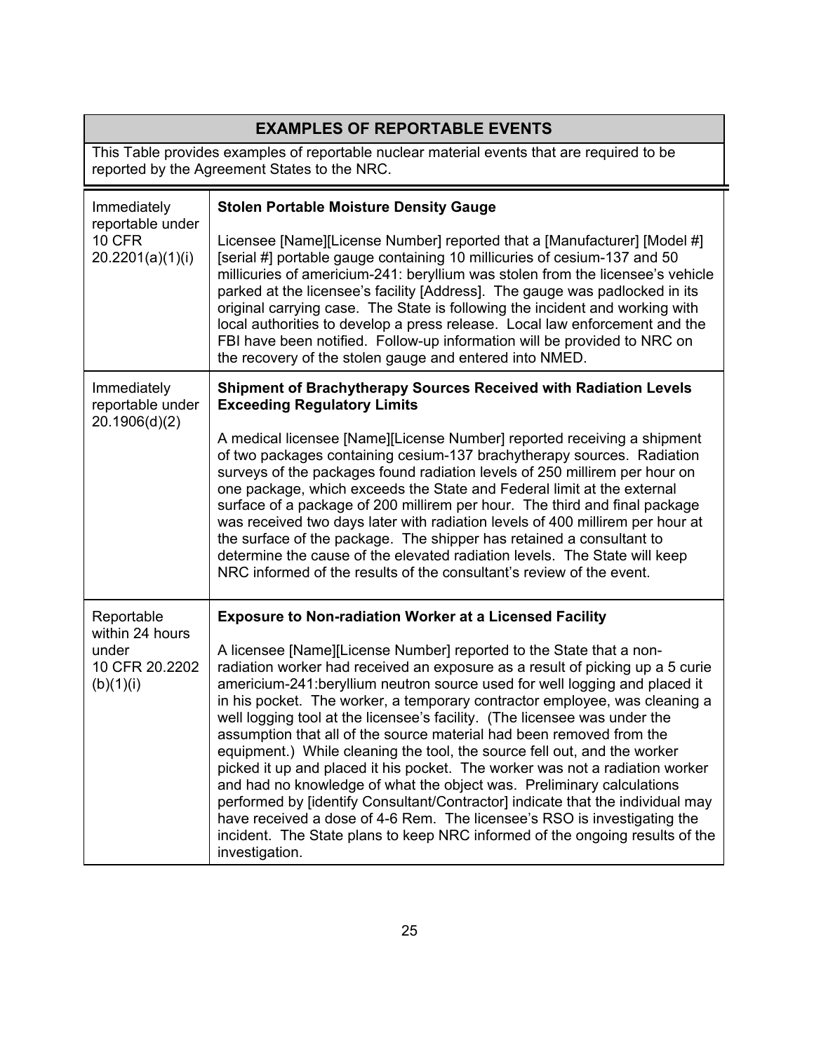## EXAMPLES OF REPORTABLE EVENTS

This Table provides examples of reportable nuclear material events that are required to be reported by the Agreement States to the NRC.

| | |
|---|---|
| Immediately reportable under 10 CFR 20.2201(a)(1)(i) | **Stolen Portable Moisture Density Gauge**<br><br>Licensee [Name][License Number] reported that a [Manufacturer] [Model #] [serial #] portable gauge containing 10 millicuries of cesium-137 and 50 millicuries of americium-241: beryllium was stolen from the licensee's vehicle parked at the licensee's facility [Address]. The gauge was padlocked in its original carrying case. The State is following the incident and working with local authorities to develop a press release. Local law enforcement and the FBI have been notified. Follow-up information will be provided to NRC on the recovery of the stolen gauge and entered into NMED. |
| Immediately reportable under 20.1906(d)(2) | **Shipment of Brachytherapy Sources Received with Radiation Levels Exceeding Regulatory Limits**<br><br>A medical licensee [Name][License Number] reported receiving a shipment of two packages containing cesium-137 brachytherapy sources. Radiation surveys of the packages found radiation levels of 250 millirem per hour on one package, which exceeds the State and Federal limit at the external surface of a package of 200 millirem per hour. The third and final package was received two days later with radiation levels of 400 millirem per hour at the surface of the package. The shipper has retained a consultant to determine the cause of the elevated radiation levels. The State will keep NRC informed of the results of the consultant's review of the event. |
| Reportable within 24 hours under 10 CFR 20.2202 (b)(1)(i) | **Exposure to Non-radiation Worker at a Licensed Facility**<br><br>A licensee [Name][License Number] reported to the State that a non-radiation worker had received an exposure as a result of picking up a 5 curie americium-241:beryllium neutron source used for well logging and placed it in his pocket. The worker, a temporary contractor employee, was cleaning a well logging tool at the licensee's facility. (The licensee was under the assumption that all of the source material had been removed from the equipment.) While cleaning the tool, the source fell out, and the worker picked it up and placed it his pocket. The worker was not a radiation worker and had no knowledge of what the object was. Preliminary calculations performed by [identify Consultant/Contractor] indicate that the individual may have received a dose of 4-6 Rem. The licensee's RSO is investigating the incident. The State plans to keep NRC informed of the ongoing results of the investigation. |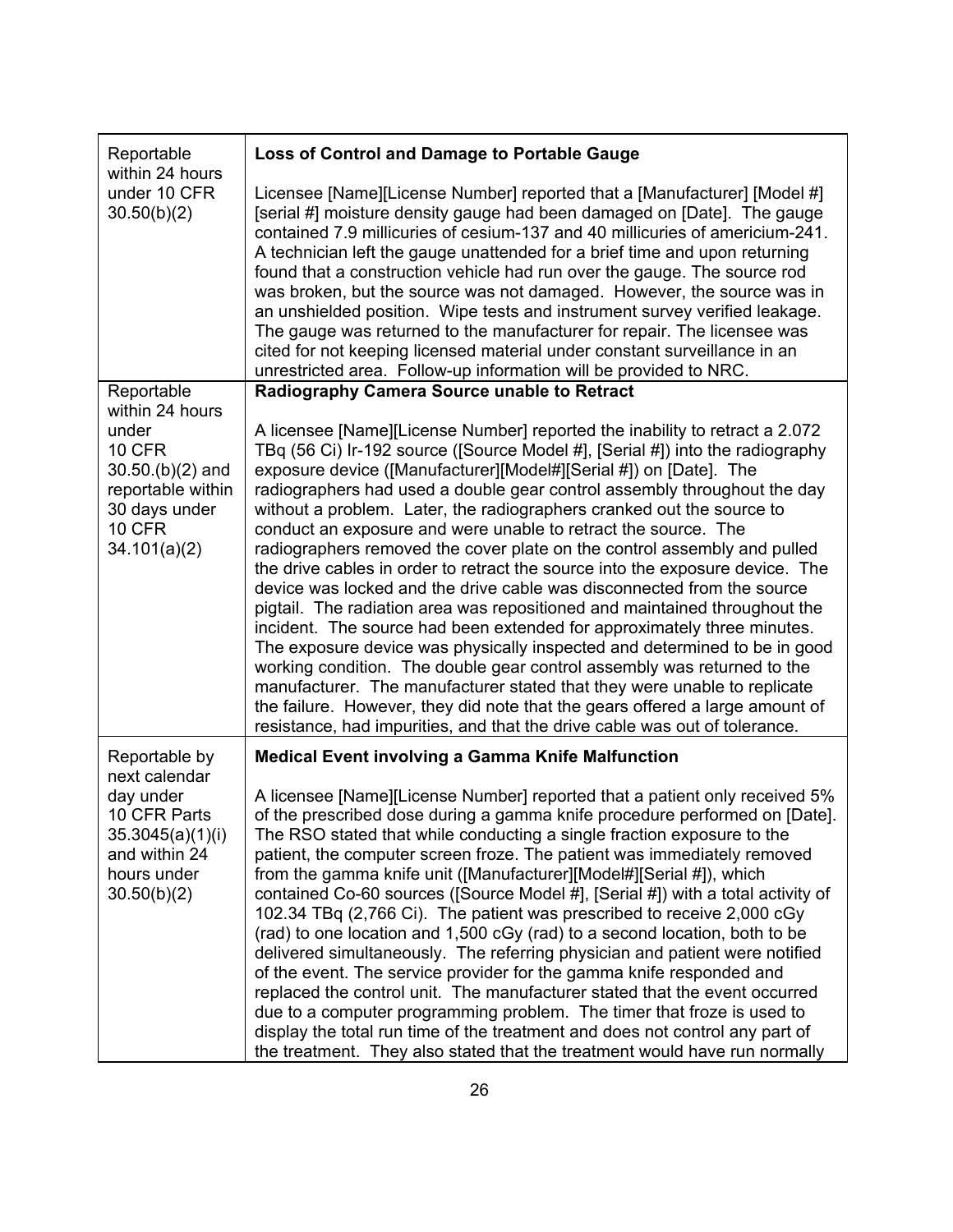| | |
|---|---|
| Reportable within 24 hours under 10 CFR 30.50(b)(2) | **Loss of Control and Damage to Portable Gauge**<br><br>Licensee [Name][License Number] reported that a [Manufacturer] [Model #] [serial #] moisture density gauge had been damaged on [Date]. The gauge contained 7.9 millicuries of cesium-137 and 40 millicuries of americium-241. A technician left the gauge unattended for a brief time and upon returning found that a construction vehicle had run over the gauge. The source rod was broken, but the source was not damaged. However, the source was in an unshielded position. Wipe tests and instrument survey verified leakage. The gauge was returned to the manufacturer for repair. The licensee was cited for not keeping licensed material under constant surveillance in an unrestricted area. Follow-up information will be provided to NRC. |
| Reportable within 24 hours under 10 CFR 30.50.(b)(2) and reportable within 30 days under 10 CFR 34.101(a)(2) | **Radiography Camera Source unable to Retract**<br><br>A licensee [Name][License Number] reported the inability to retract a 2.072 TBq (56 Ci) Ir-192 source ([Source Model #], [Serial #]) into the radiography exposure device ([Manufacturer][Model#][Serial #]) on [Date]. The radiographers had used a double gear control assembly throughout the day without a problem. Later, the radiographers cranked out the source to conduct an exposure and were unable to retract the source. The radiographers removed the cover plate on the control assembly and pulled the drive cables in order to retract the source into the exposure device. The device was locked and the drive cable was disconnected from the source pigtail. The radiation area was repositioned and maintained throughout the incident. The source had been extended for approximately three minutes. The exposure device was physically inspected and determined to be in good working condition. The double gear control assembly was returned to the manufacturer. The manufacturer stated that they were unable to replicate the failure. However, they did note that the gears offered a large amount of resistance, had impurities, and that the drive cable was out of tolerance. |
| Reportable by next calendar day under 10 CFR Parts 35.3045(a)(1)(i) and within 24 hours under 30.50(b)(2) | **Medical Event involving a Gamma Knife Malfunction**<br><br>A licensee [Name][License Number] reported that a patient only received 5% of the prescribed dose during a gamma knife procedure performed on [Date]. The RSO stated that while conducting a single fraction exposure to the patient, the computer screen froze. The patient was immediately removed from the gamma knife unit ([Manufacturer][Model#][Serial #]), which contained Co-60 sources ([Source Model #], [Serial #]) with a total activity of 102.34 TBq (2,766 Ci). The patient was prescribed to receive 2,000 cGy (rad) to one location and 1,500 cGy (rad) to a second location, both to be delivered simultaneously. The referring physician and patient were notified of the event. The service provider for the gamma knife responded and replaced the control unit. The manufacturer stated that the event occurred due to a computer programming problem. The timer that froze is used to display the total run time of the treatment and does not control any part of the treatment. They also stated that the treatment would have run normally |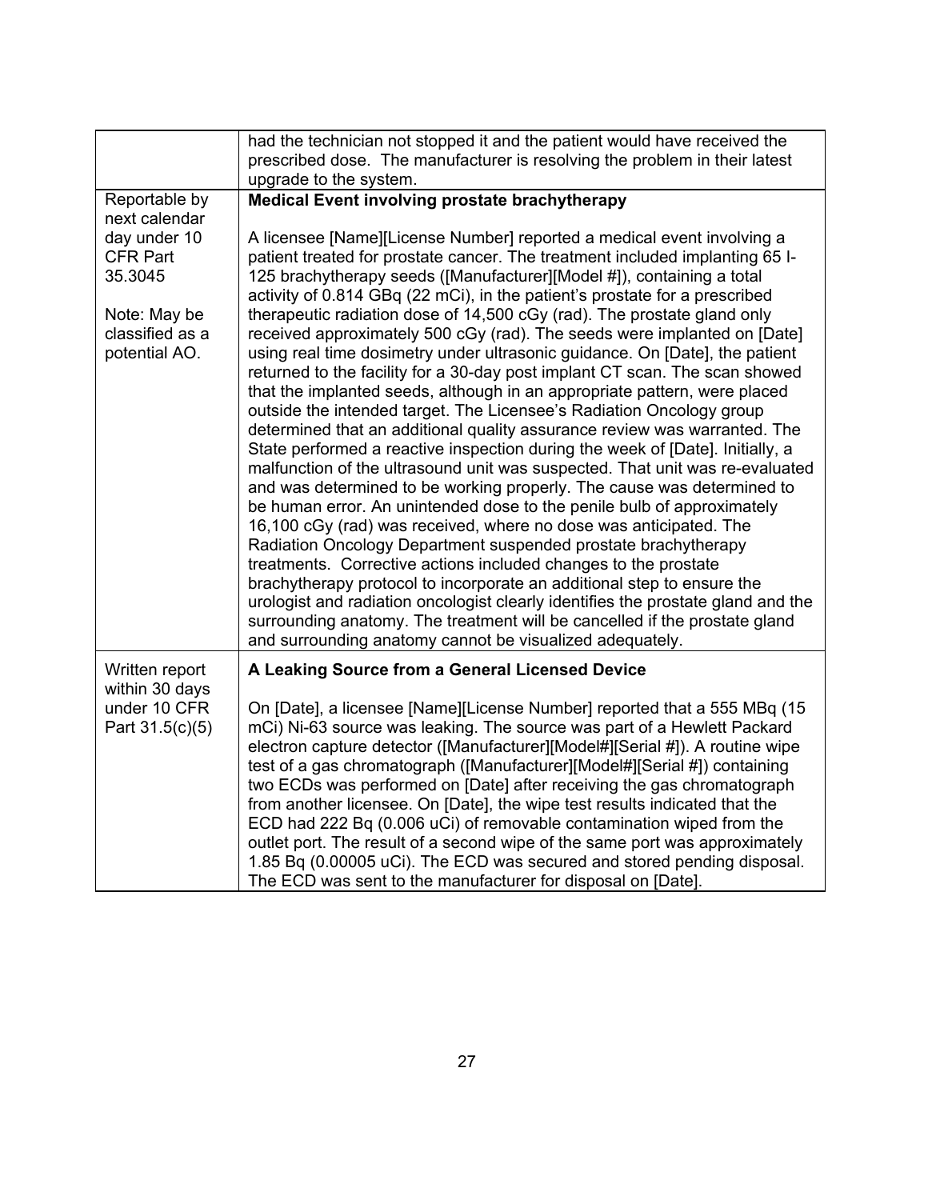| | |
|---|---|
| | had the technician not stopped it and the patient would have received the prescribed dose. The manufacturer is resolving the problem in their latest upgrade to the system. |
| Reportable by next calendar day under 10 CFR Part 35.3045<br><br>Note: May be classified as a potential AO. | **Medical Event involving prostate brachytherapy**<br><br>A licensee [Name][License Number] reported a medical event involving a patient treated for prostate cancer. The treatment included implanting 65 I-125 brachytherapy seeds ([Manufacturer][Model #]), containing a total activity of 0.814 GBq (22 mCi), in the patient's prostate for a prescribed therapeutic radiation dose of 14,500 cGy (rad). The prostate gland only received approximately 500 cGy (rad). The seeds were implanted on [Date] using real time dosimetry under ultrasonic guidance. On [Date], the patient returned to the facility for a 30-day post implant CT scan. The scan showed that the implanted seeds, although in an appropriate pattern, were placed outside the intended target. The Licensee's Radiation Oncology group determined that an additional quality assurance review was warranted. The State performed a reactive inspection during the week of [Date]. Initially, a malfunction of the ultrasound unit was suspected. That unit was re-evaluated and was determined to be working properly. The cause was determined to be human error. An unintended dose to the penile bulb of approximately 16,100 cGy (rad) was received, where no dose was anticipated. The Radiation Oncology Department suspended prostate brachytherapy treatments. Corrective actions included changes to the prostate brachytherapy protocol to incorporate an additional step to ensure the urologist and radiation oncologist clearly identifies the prostate gland and the surrounding anatomy. The treatment will be cancelled if the prostate gland and surrounding anatomy cannot be visualized adequately. |
| Written report within 30 days under 10 CFR Part 31.5(c)(5) | **A Leaking Source from a General Licensed Device**<br><br>On [Date], a licensee [Name][License Number] reported that a 555 MBq (15 mCi) Ni-63 source was leaking. The source was part of a Hewlett Packard electron capture detector ([Manufacturer][Model#][Serial #]). A routine wipe test of a gas chromatograph ([Manufacturer][Model#][Serial #]) containing two ECDs was performed on [Date] after receiving the gas chromatograph from another licensee. On [Date], the wipe test results indicated that the ECD had 222 Bq (0.006 uCi) of removable contamination wiped from the outlet port. The result of a second wipe of the same port was approximately 1.85 Bq (0.00005 uCi). The ECD was secured and stored pending disposal. The ECD was sent to the manufacturer for disposal on [Date]. |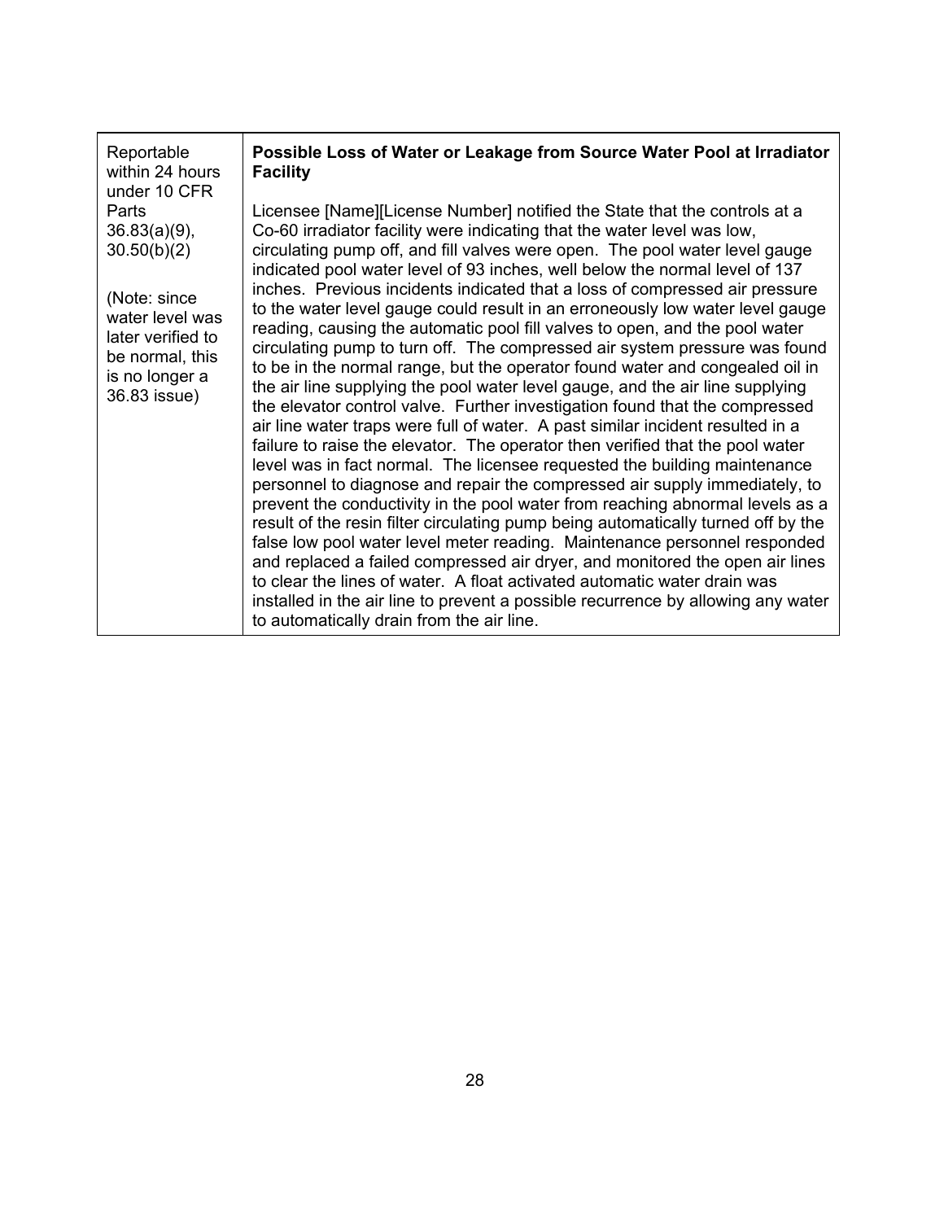| Reportable within 24 hours under 10 CFR Parts 36.83(a)(9), 30.50(b)(2)<br><br>(Note: since water level was later verified to be normal, this is no longer a 36.83 issue) | **Possible Loss of Water or Leakage from Source Water Pool at Irradiator Facility**<br><br>Licensee [Name][License Number] notified the State that the controls at a Co-60 irradiator facility were indicating that the water level was low, circulating pump off, and fill valves were open. The pool water level gauge indicated pool water level of 93 inches, well below the normal level of 137 inches. Previous incidents indicated that a loss of compressed air pressure to the water level gauge could result in an erroneously low water level gauge reading, causing the automatic pool fill valves to open, and the pool water circulating pump to turn off. The compressed air system pressure was found to be in the normal range, but the operator found water and congealed oil in the air line supplying the pool water level gauge, and the air line supplying the elevator control valve. Further investigation found that the compressed air line water traps were full of water. A past similar incident resulted in a failure to raise the elevator. The operator then verified that the pool water level was in fact normal. The licensee requested the building maintenance personnel to diagnose and repair the compressed air supply immediately, to prevent the conductivity in the pool water from reaching abnormal levels as a result of the resin filter circulating pump being automatically turned off by the false low pool water level meter reading. Maintenance personnel responded and replaced a failed compressed air dryer, and monitored the open air lines to clear the lines of water. A float activated automatic water drain was installed in the air line to prevent a possible recurrence by allowing any water to automatically drain from the air line. |
|---|---|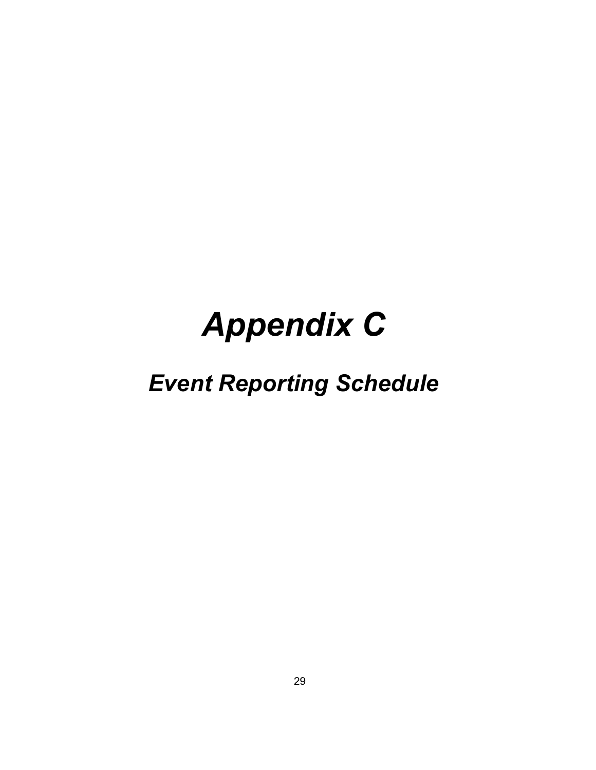# *Appendix C*

## *Event Reporting Schedule*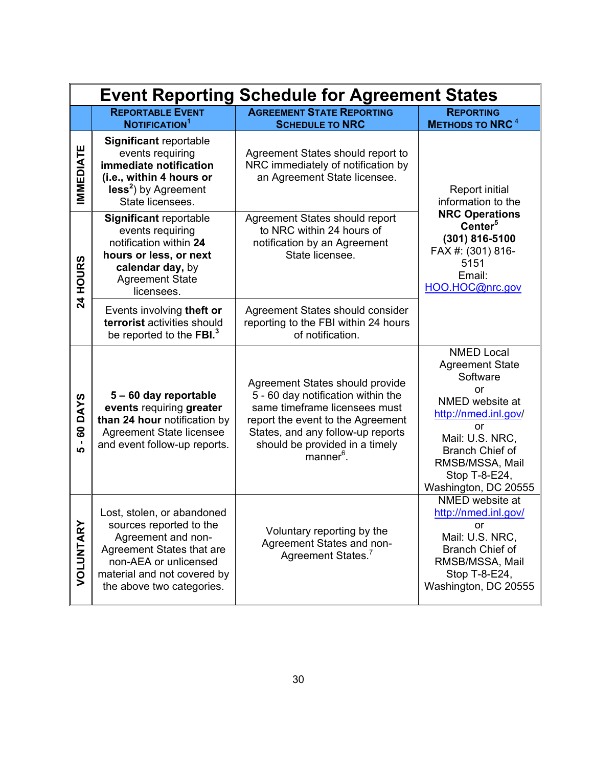# Event Reporting Schedule for Agreement States

| | Reportable Event Notification[1] | Agreement State Reporting Schedule to NRC | Reporting Methods to NRC [4] |
|---|---|---|---|
| **IMMEDIATE** | **Significant** reportable events requiring **immediate notification (i.e., within 4 hours or less[2])** by Agreement State licensees. | Agreement States should report to NRC immediately of notification by an Agreement State licensee. | Report initial information to the **NRC Operations Center[5]** **(301) 816-5100** FAX #: (301) 816-5151 Email: HOO.HOC@nrc.gov |
| **24 HOURS** | **Significant** reportable events requiring notification within **24 hours or less, or next calendar day,** by Agreement State licensees. | Agreement States should report to NRC within 24 hours of notification by an Agreement State licensee. | |
| | Events involving **theft or terrorist** activities should be reported to the **FBI.[3]** | Agreement States should consider reporting to the FBI within 24 hours of notification. | |
| **5 - 60 DAYS** | **5 – 60 day reportable events** requiring **greater than 24 hour** notification by Agreement State licensee and event follow-up reports. | Agreement States should provide 5 - 60 day notification within the same timeframe licensees must report the event to the Agreement States, and any follow-up reports should be provided in a timely manner[6]. | NMED Local Agreement State Software or NMED website at http://nmed.inl.gov/ or Mail: U.S. NRC, Branch Chief of RMSB/MSSA, Mail Stop T-8-E24, Washington, DC 20555 |
| **VOLUNTARY** | Lost, stolen, or abandoned sources reported to the Agreement and non-Agreement States that are non-AEA or unlicensed material and not covered by the above two categories. | Voluntary reporting by the Agreement States and non-Agreement States.[7] | NMED website at http://nmed.inl.gov/ or Mail: U.S. NRC, Branch Chief of RMSB/MSSA, Mail Stop T-8-E24, Washington, DC 20555 |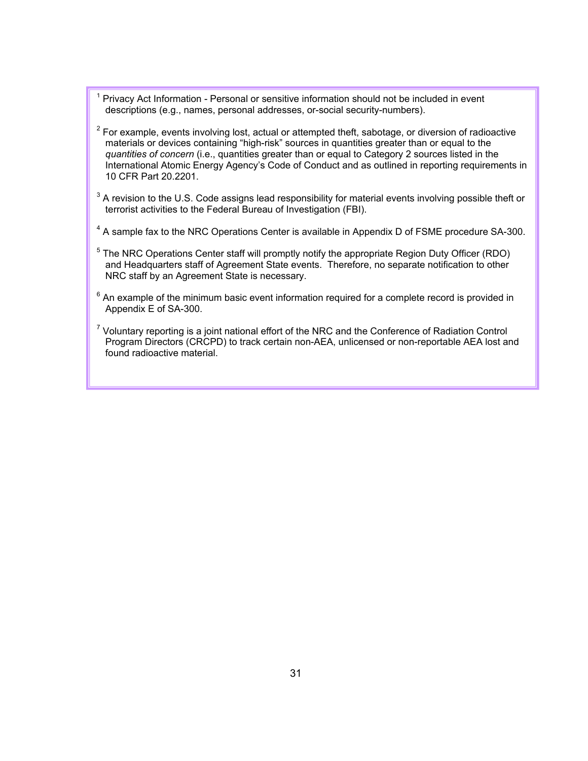[1] Privacy Act Information - Personal or sensitive information should not be included in event descriptions (e.g., names, personal addresses, or-social security-numbers).

[2] For example, events involving lost, actual or attempted theft, sabotage, or diversion of radioactive materials or devices containing "high-risk" sources in quantities greater than or equal to the *quantities of concern* (i.e., quantities greater than or equal to Category 2 sources listed in the International Atomic Energy Agency's Code of Conduct and as outlined in reporting requirements in 10 CFR Part 20.2201.

[3] A revision to the U.S. Code assigns lead responsibility for material events involving possible theft or terrorist activities to the Federal Bureau of Investigation (FBI).

[4] A sample fax to the NRC Operations Center is available in Appendix D of FSME procedure SA-300.

[5] The NRC Operations Center staff will promptly notify the appropriate Region Duty Officer (RDO) and Headquarters staff of Agreement State events. Therefore, no separate notification to other NRC staff by an Agreement State is necessary.

[6] An example of the minimum basic event information required for a complete record is provided in Appendix E of SA-300.

[7] Voluntary reporting is a joint national effort of the NRC and the Conference of Radiation Control Program Directors (CRCPD) to track certain non-AEA, unlicensed or non-reportable AEA lost and found radioactive material.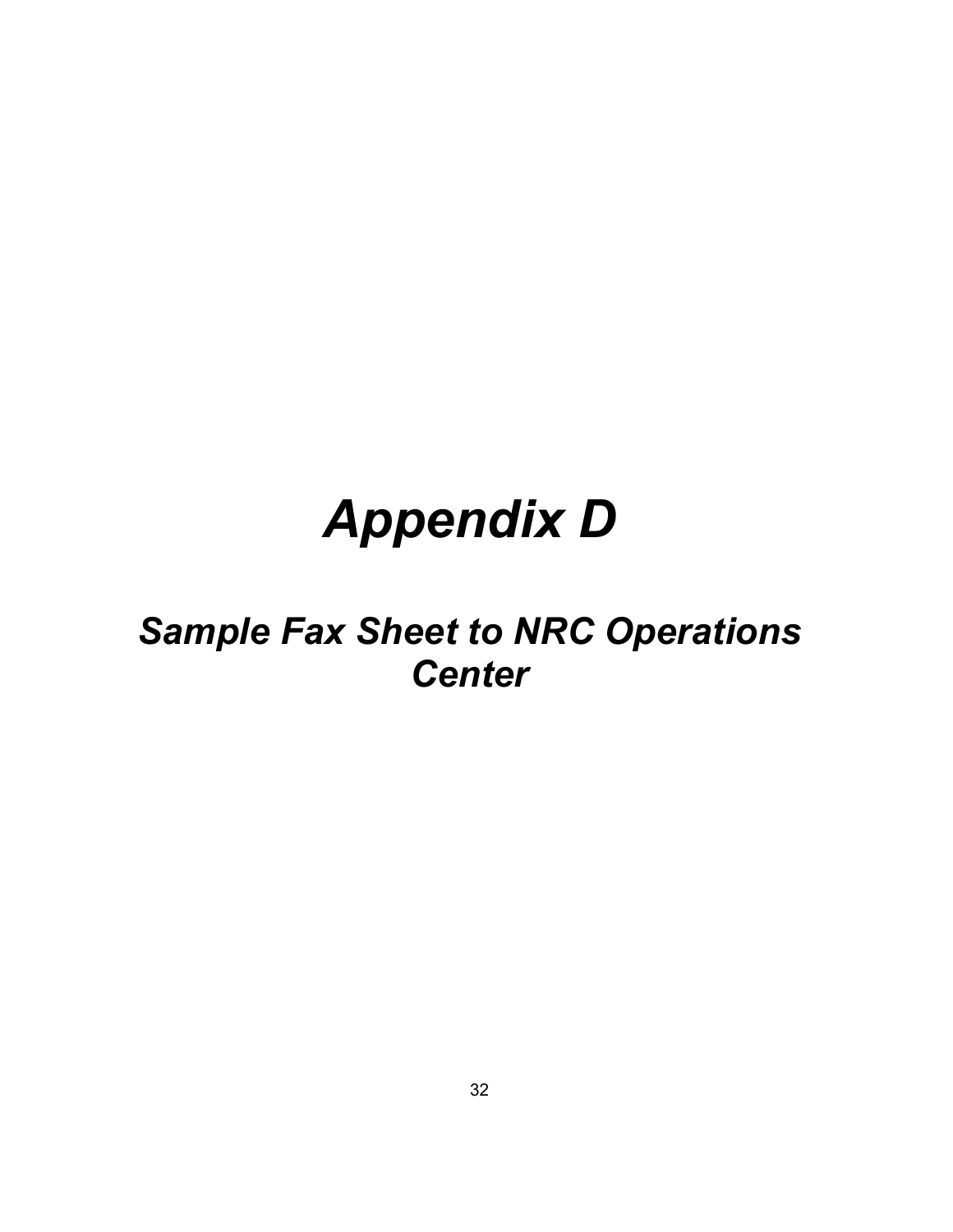# *Appendix D*

## *Sample Fax Sheet to NRC Operations Center*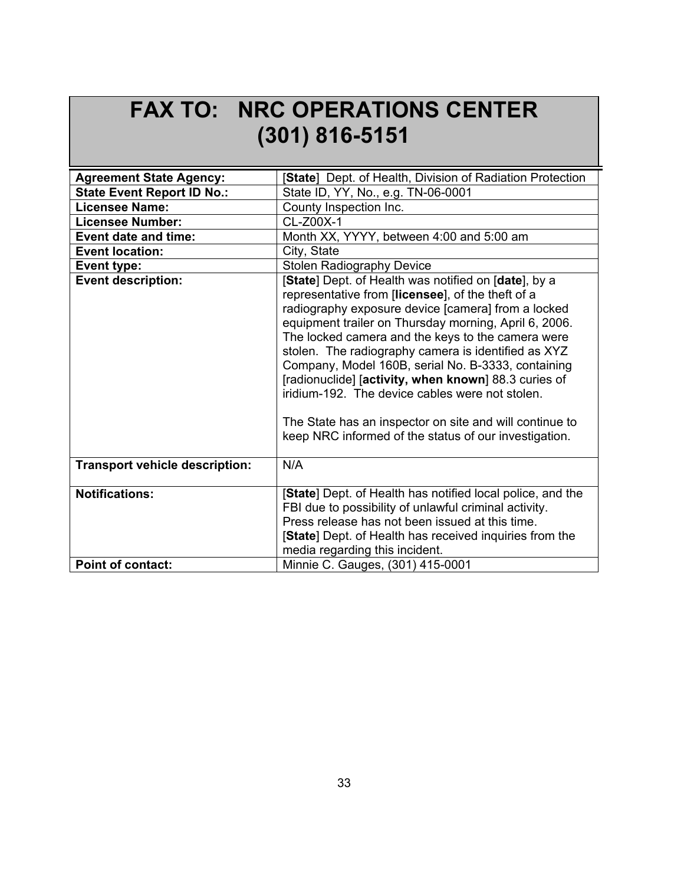# FAX TO: NRC OPERATIONS CENTER (301) 816-5151

| | |
|---|---|
| **Agreement State Agency:** | [**State**] Dept. of Health, Division of Radiation Protection |
| **State Event Report ID No.:** | State ID, YY, No., e.g. TN-06-0001 |
| **Licensee Name:** | County Inspection Inc. |
| **Licensee Number:** | CL-Z00X-1 |
| **Event date and time:** | Month XX, YYYY, between 4:00 and 5:00 am |
| **Event location:** | City, State |
| **Event type:** | Stolen Radiography Device |
| **Event description:** | [**State**] Dept. of Health was notified on [**date**], by a representative from [**licensee**], of the theft of a radiography exposure device [camera] from a locked equipment trailer on Thursday morning, April 6, 2006. The locked camera and the keys to the camera were stolen. The radiography camera is identified as XYZ Company, Model 160B, serial No. B-3333, containing [radionuclide] [**activity, when known**] 88.3 curies of iridium-192. The device cables were not stolen.<br><br>The State has an inspector on site and will continue to keep NRC informed of the status of our investigation. |
| **Transport vehicle description:** | N/A |
| **Notifications:** | [**State**] Dept. of Health has notified local police, and the FBI due to possibility of unlawful criminal activity. Press release has not been issued at this time. [**State**] Dept. of Health has received inquiries from the media regarding this incident. |
| **Point of contact:** | Minnie C. Gauges, (301) 415-0001 |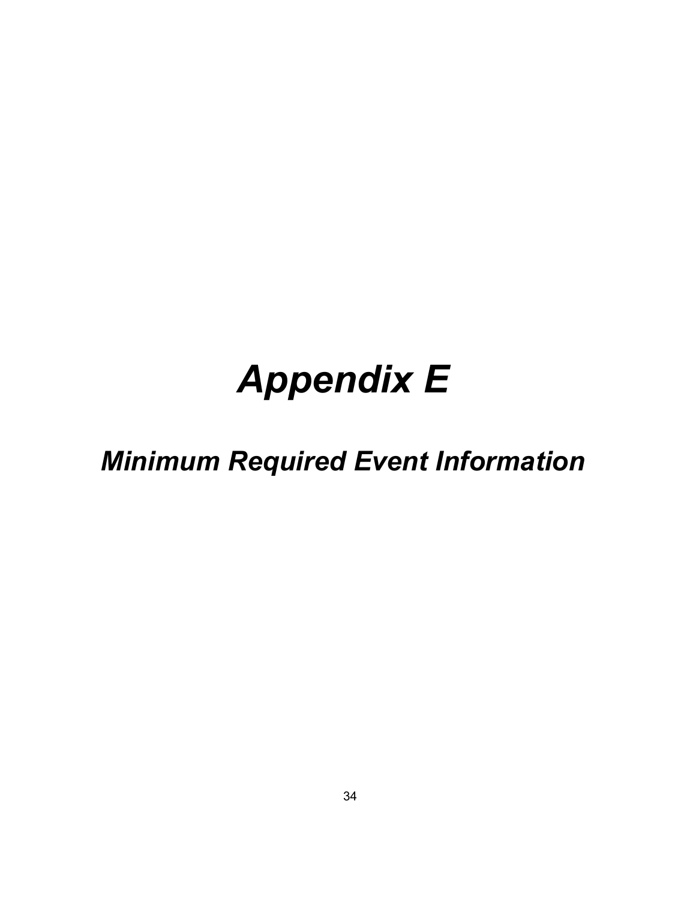# *Appendix E*

## *Minimum Required Event Information*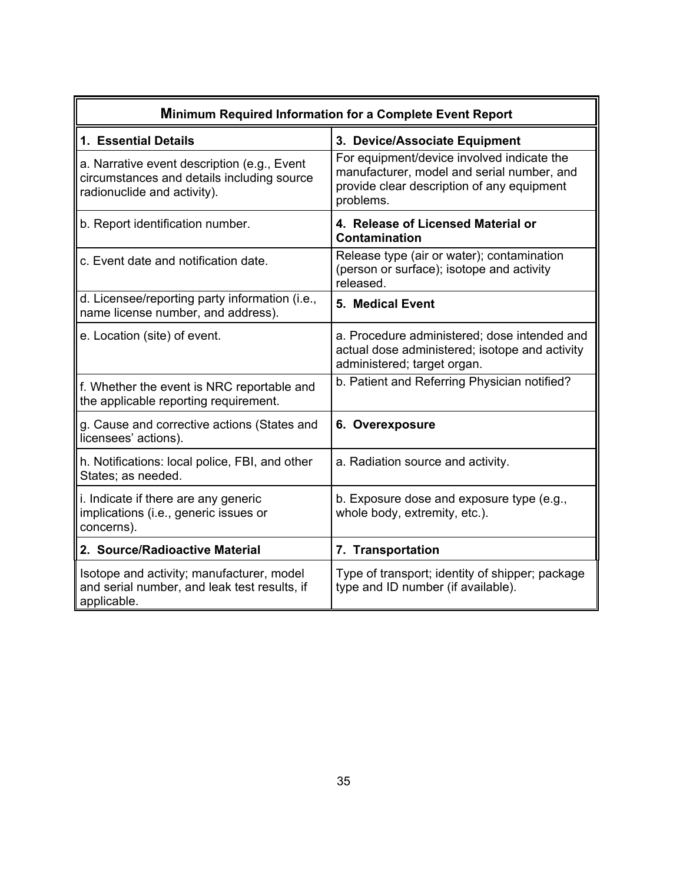| **Minimum Required Information for a Complete Event Report** | |
|---|---|
| **1. Essential Details** | **3. Device/Associate Equipment** |
| a. Narrative event description (e.g., Event circumstances and details including source radionuclide and activity). | For equipment/device involved indicate the manufacturer, model and serial number, and provide clear description of any equipment problems. |
| b. Report identification number. | **4. Release of Licensed Material or Contamination** |
| c. Event date and notification date. | Release type (air or water); contamination (person or surface); isotope and activity released. |
| d. Licensee/reporting party information (i.e., name license number, and address). | **5. Medical Event** |
| e. Location (site) of event. | a. Procedure administered; dose intended and actual dose administered; isotope and activity administered; target organ. |
| f. Whether the event is NRC reportable and the applicable reporting requirement. | b. Patient and Referring Physician notified? |
| g. Cause and corrective actions (States and licensees' actions). | **6. Overexposure** |
| h. Notifications: local police, FBI, and other States; as needed. | a. Radiation source and activity. |
| i. Indicate if there are any generic implications (i.e., generic issues or concerns). | b. Exposure dose and exposure type (e.g., whole body, extremity, etc.). |
| **2. Source/Radioactive Material** | **7. Transportation** |
| Isotope and activity; manufacturer, model and serial number, and leak test results, if applicable. | Type of transport; identity of shipper; package type and ID number (if available). |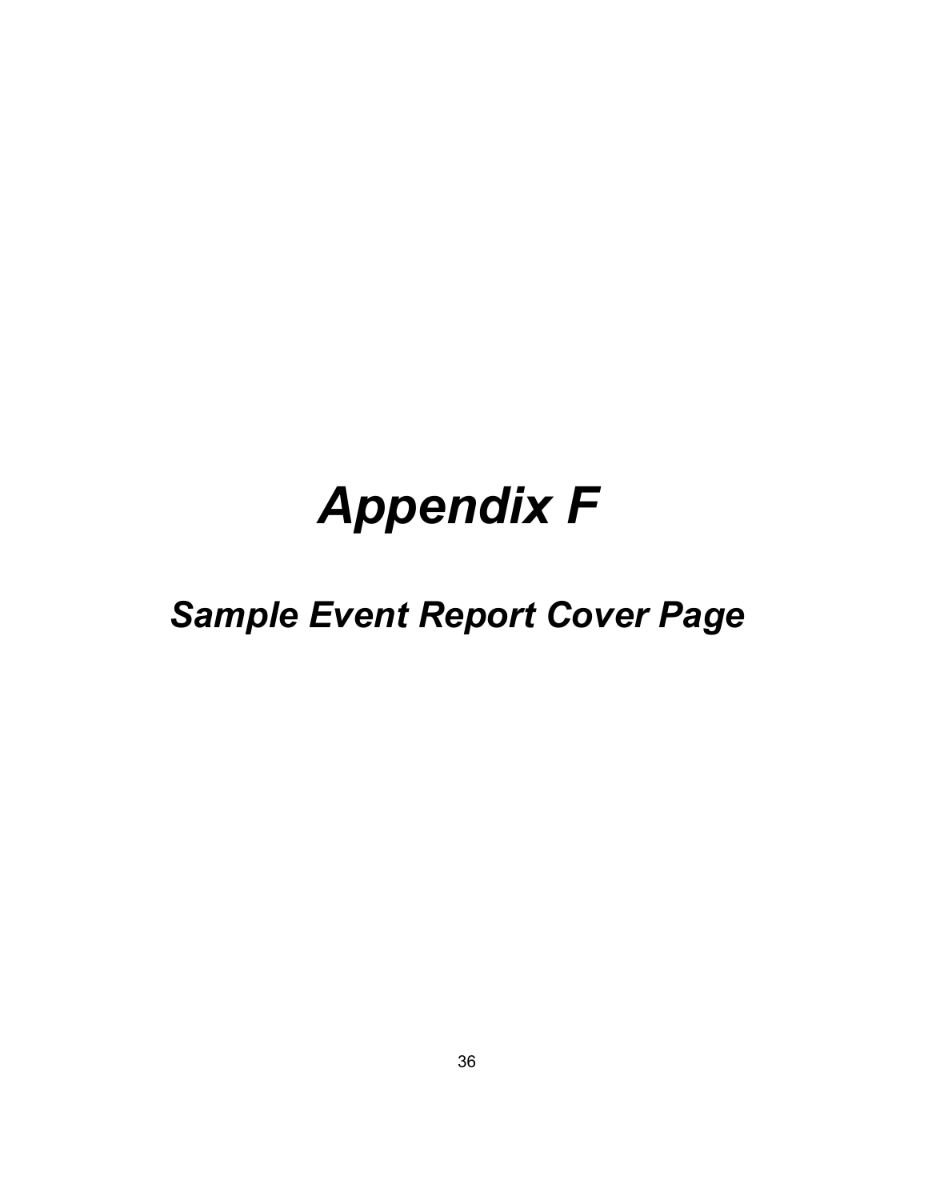# *Appendix F*

## *Sample Event Report Cover Page*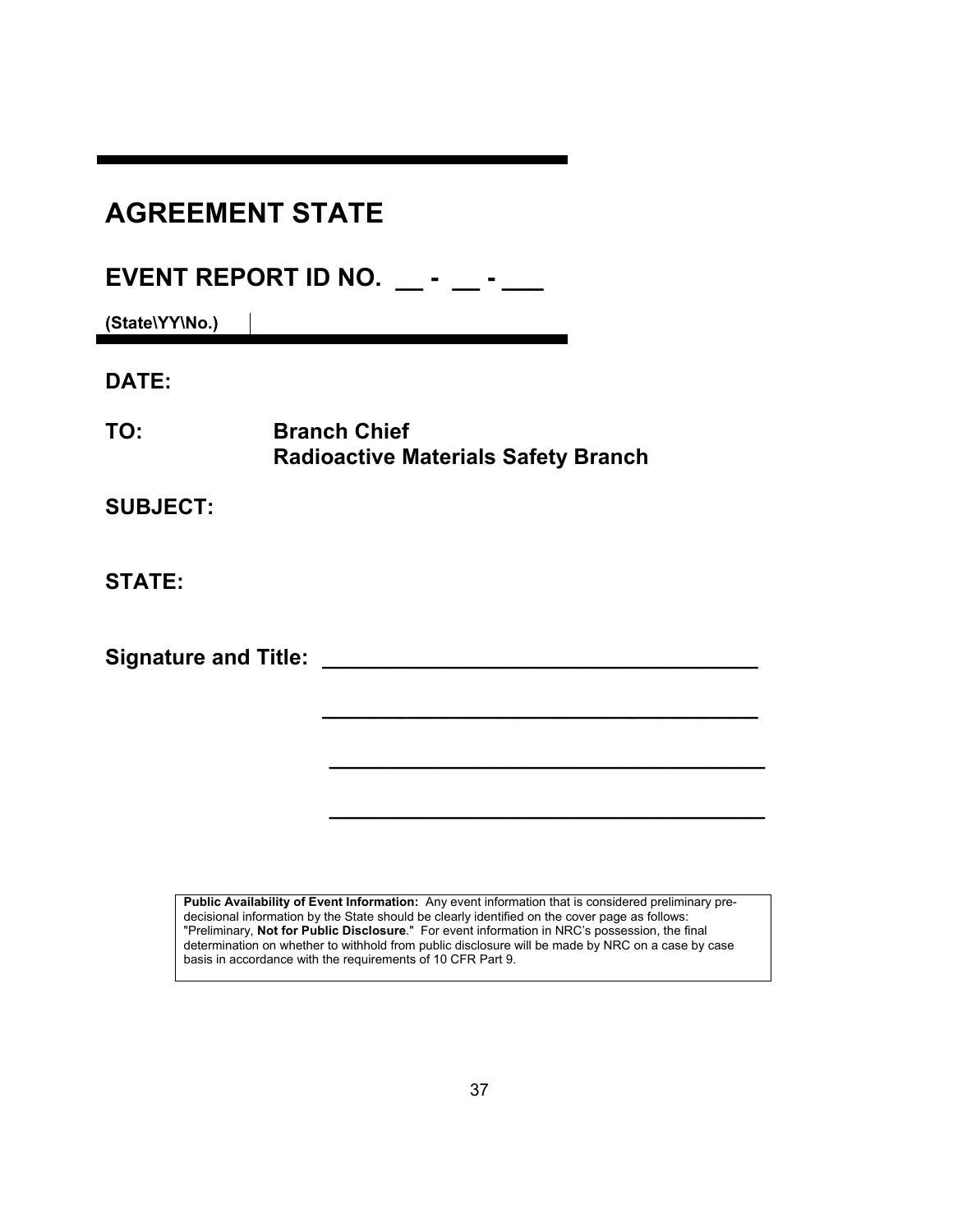# AGREEMENT STATE

## EVENT REPORT ID NO. __ - __ - ___

**(State\YY\No.)**

**DATE:**

**TO:** **Branch Chief**
**Radioactive Materials Safety Branch**

**SUBJECT:**

**STATE:**

**Signature and Title:** ___________________________________

___________________________________

___________________________________

___________________________________

**Public Availability of Event Information:** Any event information that is considered preliminary pre-decisional information by the State should be clearly identified on the cover page as follows: "Preliminary, **Not for Public Disclosure**." For event information in NRC's possession, the final determination on whether to withhold from public disclosure will be made by NRC on a case by case basis in accordance with the requirements of 10 CFR Part 9.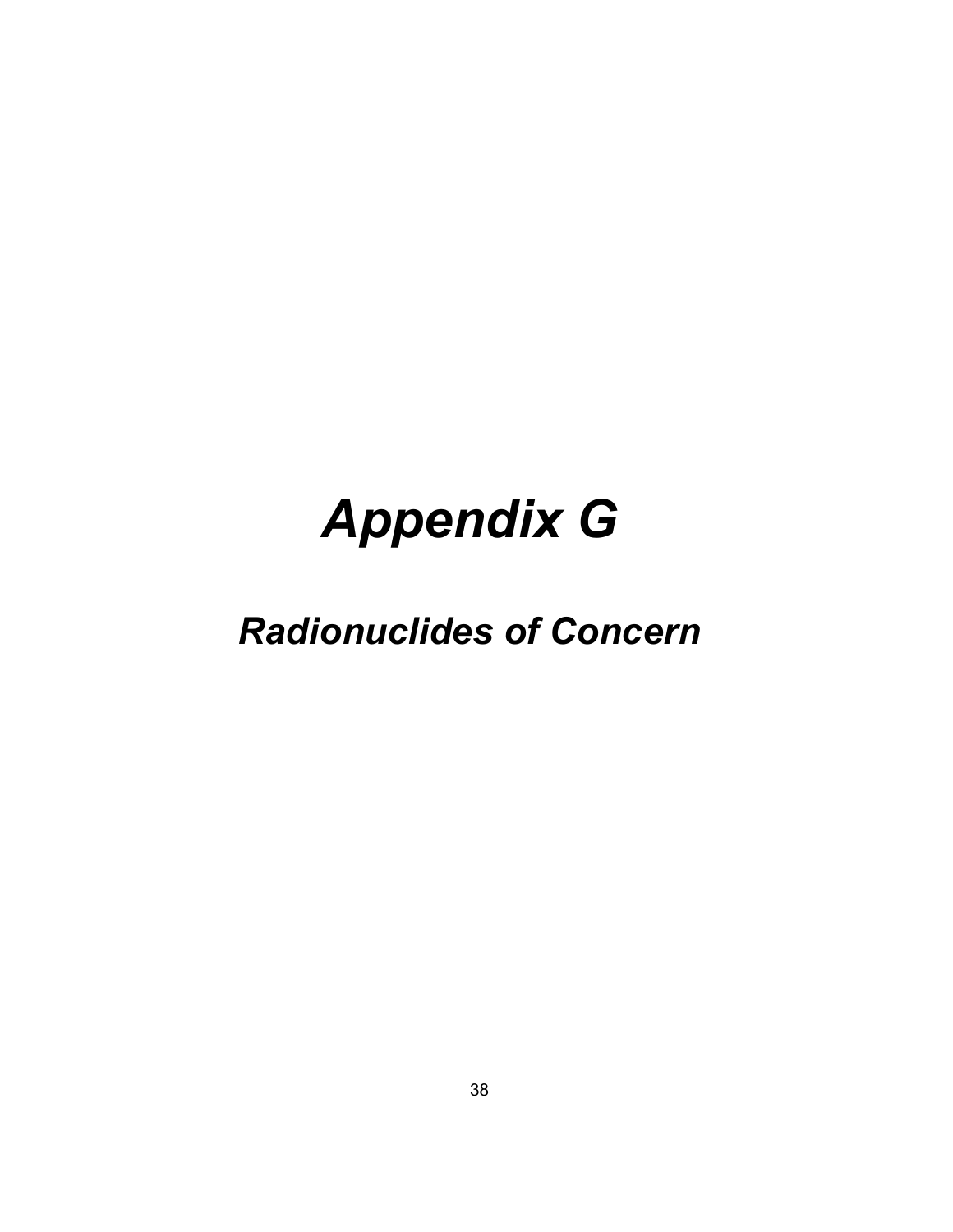# *Appendix G*

## *Radionuclides of Concern*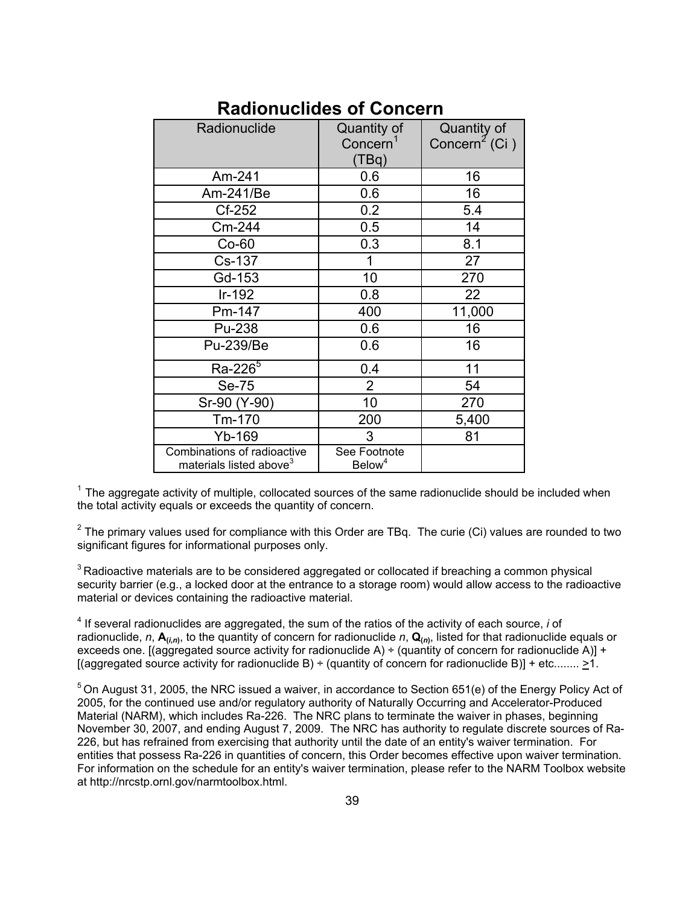## Radionuclides of Concern

| Radionuclide | Quantity of Concern[1] (TBq) | Quantity of Concern[2] (Ci ) |
|---|---|---|
| Am-241 | 0.6 | 16 |
| Am-241/Be | 0.6 | 16 |
| Cf-252 | 0.2 | 5.4 |
| Cm-244 | 0.5 | 14 |
| Co-60 | 0.3 | 8.1 |
| Cs-137 | 1 | 27 |
| Gd-153 | 10 | 270 |
| Ir-192 | 0.8 | 22 |
| Pm-147 | 400 | 11,000 |
| Pu-238 | 0.6 | 16 |
| Pu-239/Be | 0.6 | 16 |
| Ra-226[5] | 0.4 | 11 |
| Se-75 | 2 | 54 |
| Sr-90 (Y-90) | 10 | 270 |
| Tm-170 | 200 | 5,400 |
| Yb-169 | 3 | 81 |
| Combinations of radioactive materials listed above[3] | See Footnote Below[4] | |

[1] The aggregate activity of multiple, collocated sources of the same radionuclide should be included when the total activity equals or exceeds the quantity of concern.

[2] The primary values used for compliance with this Order are TBq. The curie (Ci) values are rounded to two significant figures for informational purposes only.

[3] Radioactive materials are to be considered aggregated or collocated if breaching a common physical security barrier (e.g., a locked door at the entrance to a storage room) would allow access to the radioactive material or devices containing the radioactive material.

[4] If several radionuclides are aggregated, the sum of the ratios of the activity of each source, *i* of radionuclide, *n*, $\mathbf{A}_{(i,n)}$, to the quantity of concern for radionuclide *n*, $\mathbf{Q}_{(n)}$, listed for that radionuclide equals or exceeds one. [(aggregated source activity for radionuclide A) ÷ (quantity of concern for radionuclide A)] + [(aggregated source activity for radionuclide B) ÷ (quantity of concern for radionuclide B)] + etc........ $\geq$1.

[5] On August 31, 2005, the NRC issued a waiver, in accordance to Section 651(e) of the Energy Policy Act of 2005, for the continued use and/or regulatory authority of Naturally Occurring and Accelerator-Produced Material (NARM), which includes Ra-226. The NRC plans to terminate the waiver in phases, beginning November 30, 2007, and ending August 7, 2009. The NRC has authority to regulate discrete sources of Ra-226, but has refrained from exercising that authority until the date of an entity's waiver termination. For entities that possess Ra-226 in quantities of concern, this Order becomes effective upon waiver termination. For information on the schedule for an entity's waiver termination, please refer to the NARM Toolbox website at http://nrcstp.ornl.gov/narmtoolbox.html.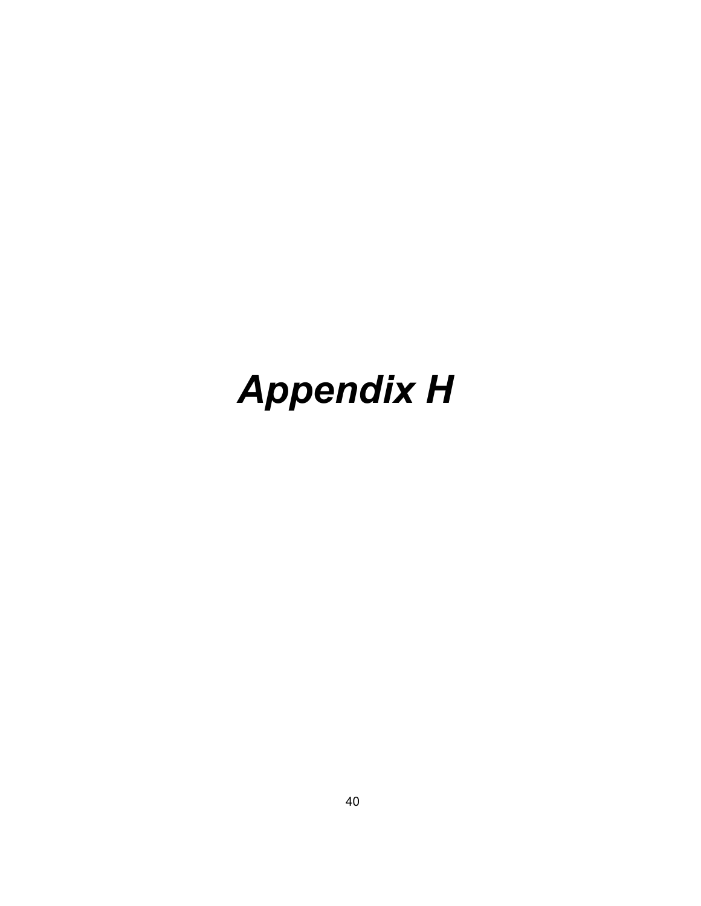# *Appendix H*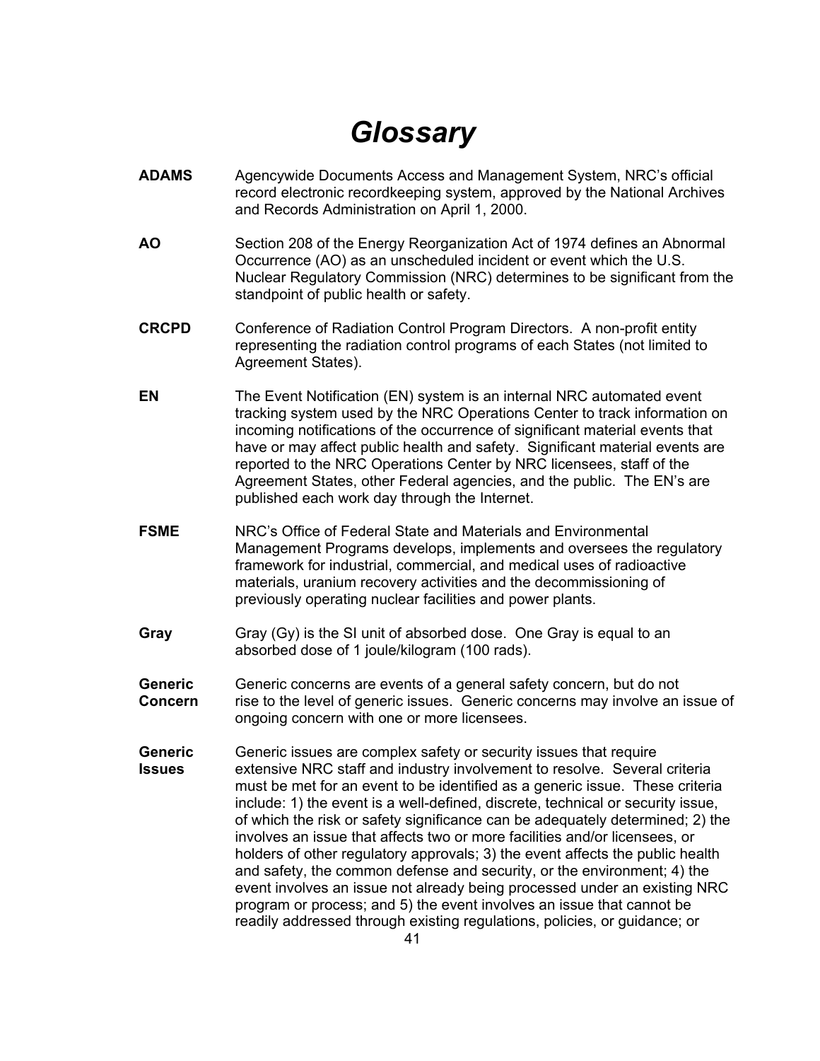# *Glossary*

**ADAMS** Agencywide Documents Access and Management System, NRC's official record electronic recordkeeping system, approved by the National Archives and Records Administration on April 1, 2000.

**AO** Section 208 of the Energy Reorganization Act of 1974 defines an Abnormal Occurrence (AO) as an unscheduled incident or event which the U.S. Nuclear Regulatory Commission (NRC) determines to be significant from the standpoint of public health or safety.

**CRCPD** Conference of Radiation Control Program Directors. A non-profit entity representing the radiation control programs of each States (not limited to Agreement States).

**EN** The Event Notification (EN) system is an internal NRC automated event tracking system used by the NRC Operations Center to track information on incoming notifications of the occurrence of significant material events that have or may affect public health and safety. Significant material events are reported to the NRC Operations Center by NRC licensees, staff of the Agreement States, other Federal agencies, and the public. The EN's are published each work day through the Internet.

**FSME** NRC's Office of Federal State and Materials and Environmental Management Programs develops, implements and oversees the regulatory framework for industrial, commercial, and medical uses of radioactive materials, uranium recovery activities and the decommissioning of previously operating nuclear facilities and power plants.

**Gray** Gray (Gy) is the SI unit of absorbed dose. One Gray is equal to an absorbed dose of 1 joule/kilogram (100 rads).

**Generic Concern** Generic concerns are events of a general safety concern, but do not rise to the level of generic issues. Generic concerns may involve an issue of ongoing concern with one or more licensees.

**Generic Issues** Generic issues are complex safety or security issues that require extensive NRC staff and industry involvement to resolve. Several criteria must be met for an event to be identified as a generic issue. These criteria include: 1) the event is a well-defined, discrete, technical or security issue, of which the risk or safety significance can be adequately determined; 2) the involves an issue that affects two or more facilities and/or licensees, or holders of other regulatory approvals; 3) the event affects the public health and safety, the common defense and security, or the environment; 4) the event involves an issue not already being processed under an existing NRC program or process; and 5) the event involves an issue that cannot be readily addressed through existing regulations, policies, or guidance; or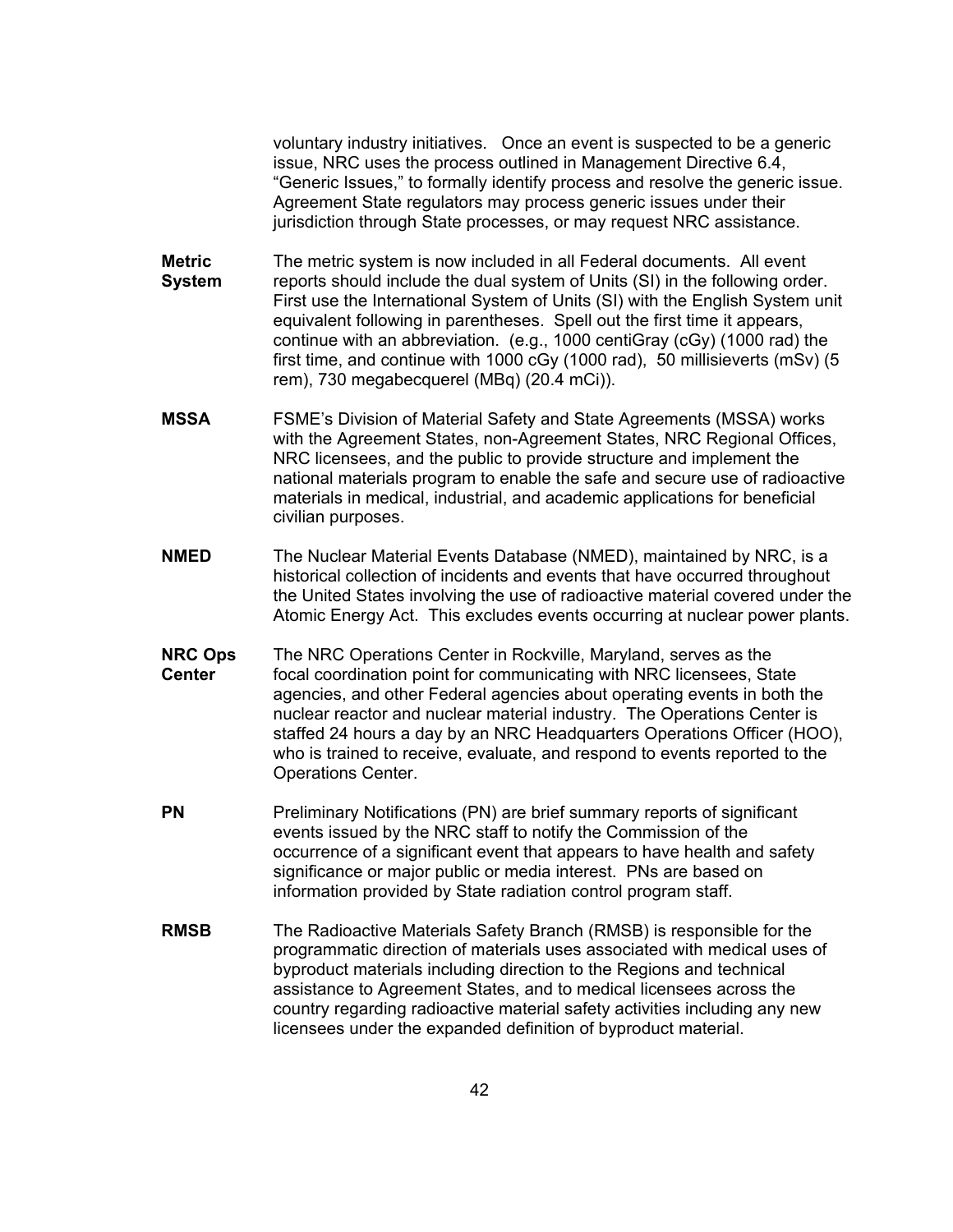voluntary industry initiatives. Once an event is suspected to be a generic issue, NRC uses the process outlined in Management Directive 6.4, "Generic Issues," to formally identify process and resolve the generic issue. Agreement State regulators may process generic issues under their jurisdiction through State processes, or may request NRC assistance.

**Metric System** The metric system is now included in all Federal documents. All event reports should include the dual system of Units (SI) in the following order. First use the International System of Units (SI) with the English System unit equivalent following in parentheses. Spell out the first time it appears, continue with an abbreviation. (e.g., 1000 centiGray (cGy) (1000 rad) the first time, and continue with 1000 cGy (1000 rad), 50 millisieverts (mSv) (5 rem), 730 megabecquerel (MBq) (20.4 mCi)).

**MSSA** FSME's Division of Material Safety and State Agreements (MSSA) works with the Agreement States, non-Agreement States, NRC Regional Offices, NRC licensees, and the public to provide structure and implement the national materials program to enable the safe and secure use of radioactive materials in medical, industrial, and academic applications for beneficial civilian purposes.

**NMED** The Nuclear Material Events Database (NMED), maintained by NRC, is a historical collection of incidents and events that have occurred throughout the United States involving the use of radioactive material covered under the Atomic Energy Act. This excludes events occurring at nuclear power plants.

**NRC Ops Center** The NRC Operations Center in Rockville, Maryland, serves as the focal coordination point for communicating with NRC licensees, State agencies, and other Federal agencies about operating events in both the nuclear reactor and nuclear material industry. The Operations Center is staffed 24 hours a day by an NRC Headquarters Operations Officer (HOO), who is trained to receive, evaluate, and respond to events reported to the Operations Center.

**PN** Preliminary Notifications (PN) are brief summary reports of significant events issued by the NRC staff to notify the Commission of the occurrence of a significant event that appears to have health and safety significance or major public or media interest. PNs are based on information provided by State radiation control program staff.

**RMSB** The Radioactive Materials Safety Branch (RMSB) is responsible for the programmatic direction of materials uses associated with medical uses of byproduct materials including direction to the Regions and technical assistance to Agreement States, and to medical licensees across the country regarding radioactive material safety activities including any new licensees under the expanded definition of byproduct material.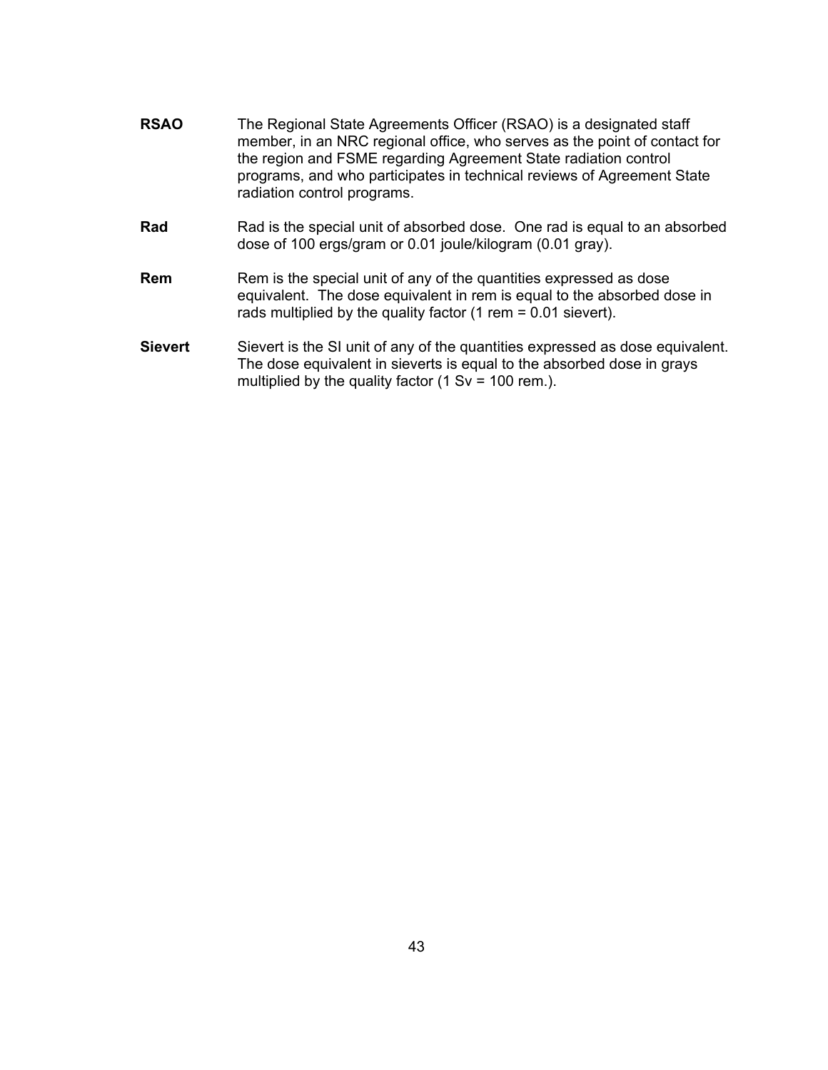**RSAO** The Regional State Agreements Officer (RSAO) is a designated staff member, in an NRC regional office, who serves as the point of contact for the region and FSME regarding Agreement State radiation control programs, and who participates in technical reviews of Agreement State radiation control programs.

**Rad** Rad is the special unit of absorbed dose. One rad is equal to an absorbed dose of 100 ergs/gram or 0.01 joule/kilogram (0.01 gray).

**Rem** Rem is the special unit of any of the quantities expressed as dose equivalent. The dose equivalent in rem is equal to the absorbed dose in rads multiplied by the quality factor (1 rem = 0.01 sievert).

**Sievert** Sievert is the SI unit of any of the quantities expressed as dose equivalent. The dose equivalent in sieverts is equal to the absorbed dose in grays multiplied by the quality factor (1 Sv = 100 rem.).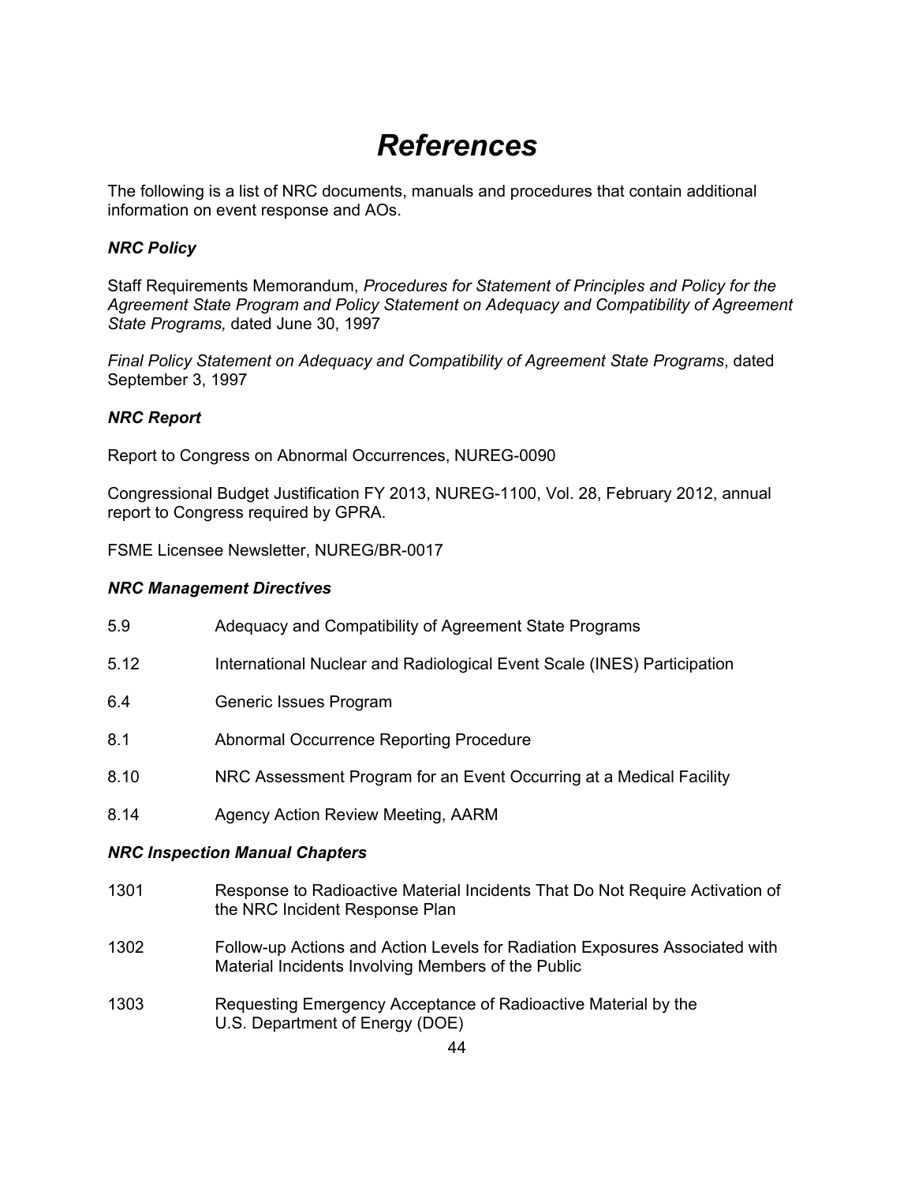# *References*

The following is a list of NRC documents, manuals and procedures that contain additional information on event response and AOs.

***NRC Policy***

Staff Requirements Memorandum, *Procedures for Statement of Principles and Policy for the Agreement State Program and Policy Statement on Adequacy and Compatibility of Agreement State Programs,* dated June 30, 1997

*Final Policy Statement on Adequacy and Compatibility of Agreement State Programs*, dated September 3, 1997

***NRC Report***

Report to Congress on Abnormal Occurrences, NUREG-0090

Congressional Budget Justification FY 2013, NUREG-1100, Vol. 28, February 2012, annual report to Congress required by GPRA.

FSME Licensee Newsletter, NUREG/BR-0017

***NRC Management Directives***

| | |
|---|---|
| 5.9 | Adequacy and Compatibility of Agreement State Programs |
| 5.12 | International Nuclear and Radiological Event Scale (INES) Participation |
| 6.4 | Generic Issues Program |
| 8.1 | Abnormal Occurrence Reporting Procedure |
| 8.10 | NRC Assessment Program for an Event Occurring at a Medical Facility |
| 8.14 | Agency Action Review Meeting, AARM |

***NRC Inspection Manual Chapters***

| | |
|---|---|
| 1301 | Response to Radioactive Material Incidents That Do Not Require Activation of the NRC Incident Response Plan |
| 1302 | Follow-up Actions and Action Levels for Radiation Exposures Associated with Material Incidents Involving Members of the Public |
| 1303 | Requesting Emergency Acceptance of Radioactive Material by the U.S. Department of Energy (DOE) |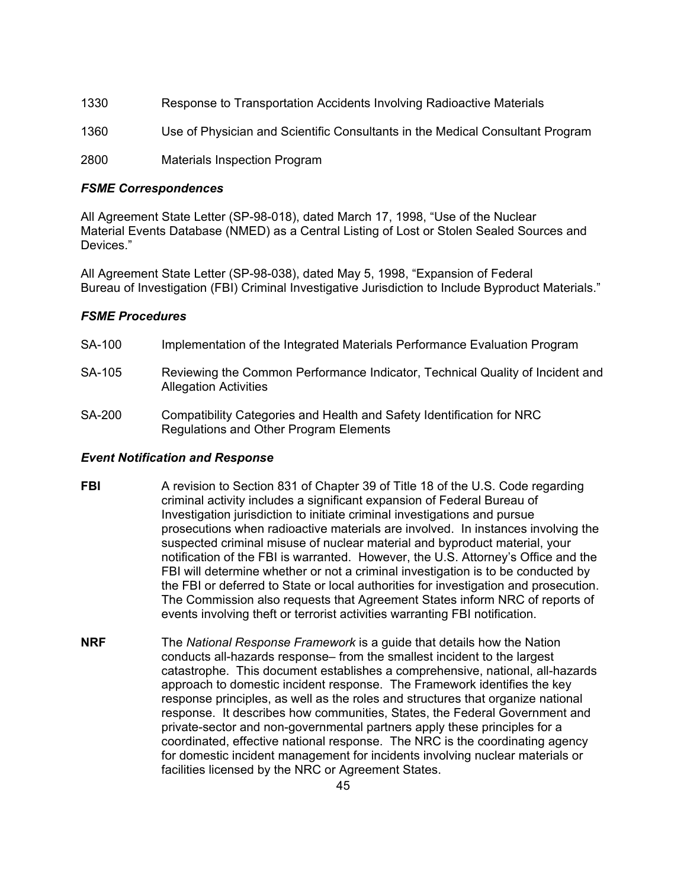1330 Response to Transportation Accidents Involving Radioactive Materials

1360 Use of Physician and Scientific Consultants in the Medical Consultant Program

2800 Materials Inspection Program

***FSME Correspondences***

All Agreement State Letter (SP-98-018), dated March 17, 1998, "Use of the Nuclear Material Events Database (NMED) as a Central Listing of Lost or Stolen Sealed Sources and Devices."

All Agreement State Letter (SP-98-038), dated May 5, 1998, "Expansion of Federal Bureau of Investigation (FBI) Criminal Investigative Jurisdiction to Include Byproduct Materials."

***FSME Procedures***

SA-100 Implementation of the Integrated Materials Performance Evaluation Program

SA-105 Reviewing the Common Performance Indicator, Technical Quality of Incident and Allegation Activities

SA-200 Compatibility Categories and Health and Safety Identification for NRC Regulations and Other Program Elements

***Event Notification and Response***

**FBI** A revision to Section 831 of Chapter 39 of Title 18 of the U.S. Code regarding criminal activity includes a significant expansion of Federal Bureau of Investigation jurisdiction to initiate criminal investigations and pursue prosecutions when radioactive materials are involved. In instances involving the suspected criminal misuse of nuclear material and byproduct material, your notification of the FBI is warranted. However, the U.S. Attorney's Office and the FBI will determine whether or not a criminal investigation is to be conducted by the FBI or deferred to State or local authorities for investigation and prosecution. The Commission also requests that Agreement States inform NRC of reports of events involving theft or terrorist activities warranting FBI notification.

**NRF** The *National Response Framework* is a guide that details how the Nation conducts all-hazards response– from the smallest incident to the largest catastrophe. This document establishes a comprehensive, national, all-hazards approach to domestic incident response. The Framework identifies the key response principles, as well as the roles and structures that organize national response. It describes how communities, States, the Federal Government and private-sector and non-governmental partners apply these principles for a coordinated, effective national response. The NRC is the coordinating agency for domestic incident management for incidents involving nuclear materials or facilities licensed by the NRC or Agreement States.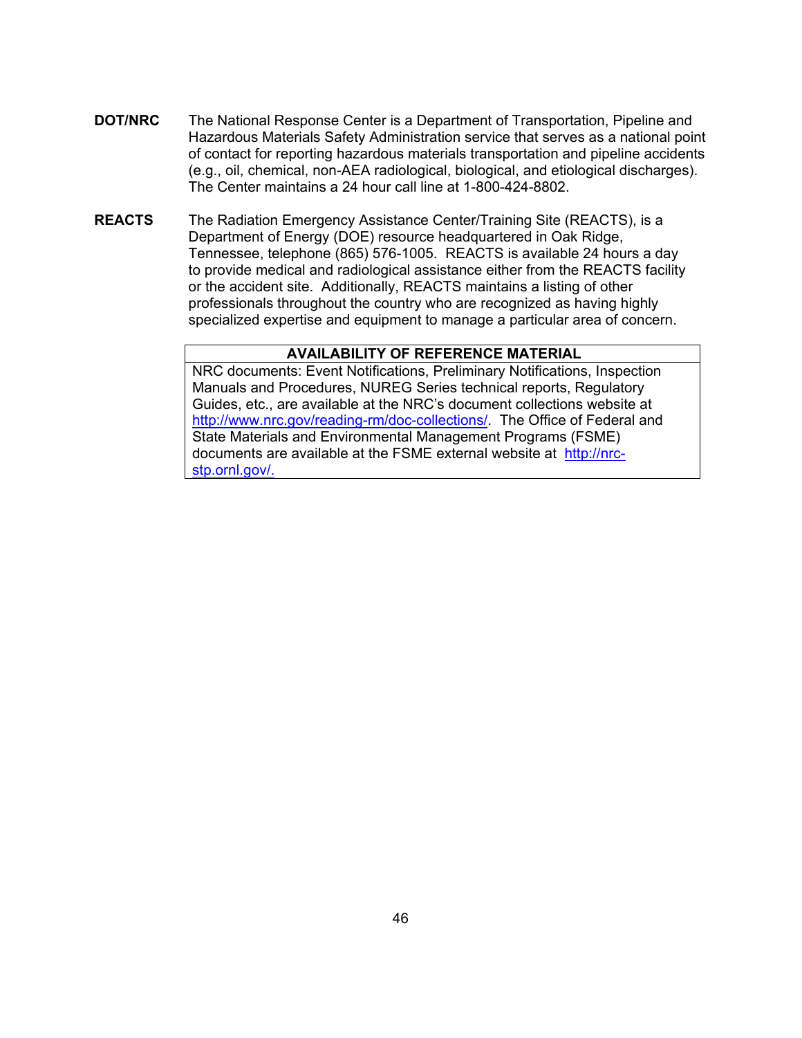**DOT/NRC** The National Response Center is a Department of Transportation, Pipeline and Hazardous Materials Safety Administration service that serves as a national point of contact for reporting hazardous materials transportation and pipeline accidents (e.g., oil, chemical, non-AEA radiological, biological, and etiological discharges). The Center maintains a 24 hour call line at 1-800-424-8802.

**REACTS** The Radiation Emergency Assistance Center/Training Site (REACTS), is a Department of Energy (DOE) resource headquartered in Oak Ridge, Tennessee, telephone (865) 576-1005. REACTS is available 24 hours a day to provide medical and radiological assistance either from the REACTS facility or the accident site. Additionally, REACTS maintains a listing of other professionals throughout the country who are recognized as having highly specialized expertise and equipment to manage a particular area of concern.

| AVAILABILITY OF REFERENCE MATERIAL |
|---|
| NRC documents: Event Notifications, Preliminary Notifications, Inspection Manuals and Procedures, NUREG Series technical reports, Regulatory Guides, etc., are available at the NRC's document collections website at http://www.nrc.gov/reading-rm/doc-collections/. The Office of Federal and State Materials and Environmental Management Programs (FSME) documents are available at the FSME external website at http://nrc-stp.ornl.gov/. |